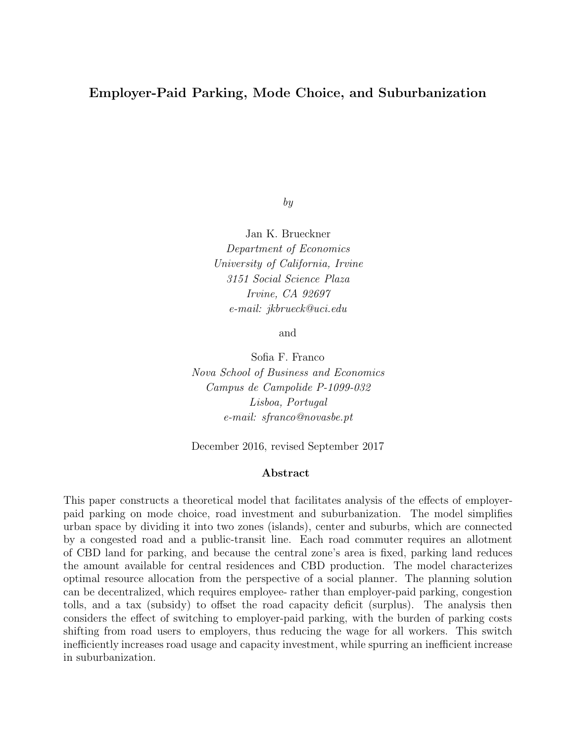# Employer-Paid Parking, Mode Choice, and Suburbanization

*by*

Jan K. Brueckner
*Department of Economics*
*University of California, Irvine*
*3151 Social Science Plaza*
*Irvine, CA 92697*
*e-mail: jkbrueck@uci.edu*

and

Sofia F. Franco
*Nova School of Business and Economics*
*Campus de Campolide P-1099-032*
*Lisboa, Portugal*
*e-mail: sfranco@novasbe.pt*

December 2016, revised September 2017

## Abstract

This paper constructs a theoretical model that facilitates analysis of the effects of employer-paid parking on mode choice, road investment and suburbanization. The model simplifies urban space by dividing it into two zones (islands), center and suburbs, which are connected by a congested road and a public-transit line. Each road commuter requires an allotment of CBD land for parking, and because the central zone's area is fixed, parking land reduces the amount available for central residences and CBD production. The model characterizes optimal resource allocation from the perspective of a social planner. The planning solution can be decentralized, which requires employee- rather than employer-paid parking, congestion tolls, and a tax (subsidy) to offset the road capacity deficit (surplus). The analysis then considers the effect of switching to employer-paid parking, with the burden of parking costs shifting from road users to employers, thus reducing the wage for all workers. This switch inefficiently increases road usage and capacity investment, while spurring an inefficient increase in suburbanization.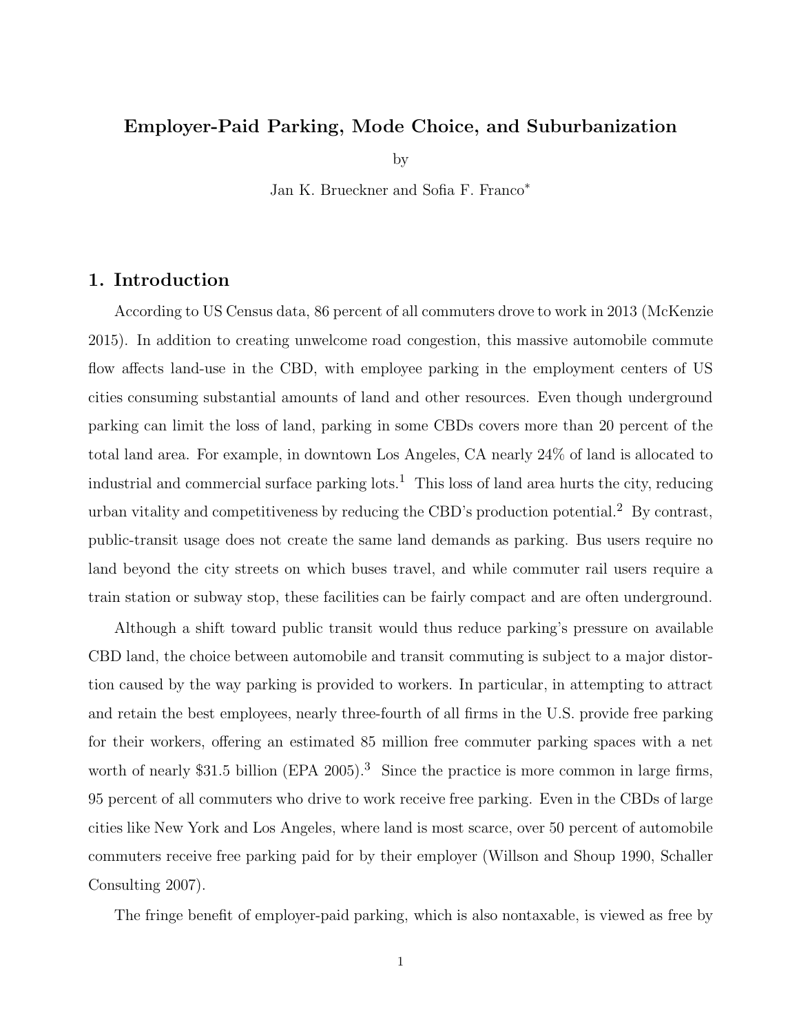# Employer-Paid Parking, Mode Choice, and Suburbanization

by

Jan K. Brueckner and Sofia F. Franco*

## 1. Introduction

According to US Census data, 86 percent of all commuters drove to work in 2013 (McKenzie 2015). In addition to creating unwelcome road congestion, this massive automobile commute flow affects land-use in the CBD, with employee parking in the employment centers of US cities consuming substantial amounts of land and other resources. Even though underground parking can limit the loss of land, parking in some CBDs covers more than 20 percent of the total land area. For example, in downtown Los Angeles, CA nearly 24% of land is allocated to industrial and commercial surface parking lots.[1] This loss of land area hurts the city, reducing urban vitality and competitiveness by reducing the CBD's production potential.[2] By contrast, public-transit usage does not create the same land demands as parking. Bus users require no land beyond the city streets on which buses travel, and while commuter rail users require a train station or subway stop, these facilities can be fairly compact and are often underground.

Although a shift toward public transit would thus reduce parking's pressure on available CBD land, the choice between automobile and transit commuting is subject to a major distortion caused by the way parking is provided to workers. In particular, in attempting to attract and retain the best employees, nearly three-fourth of all firms in the U.S. provide free parking for their workers, offering an estimated 85 million free commuter parking spaces with a net worth of nearly \$31.5 billion (EPA 2005).[3] Since the practice is more common in large firms, 95 percent of all commuters who drive to work receive free parking. Even in the CBDs of large cities like New York and Los Angeles, where land is most scarce, over 50 percent of automobile commuters receive free parking paid for by their employer (Willson and Shoup 1990, Schaller Consulting 2007).

The fringe benefit of employer-paid parking, which is also nontaxable, is viewed as free by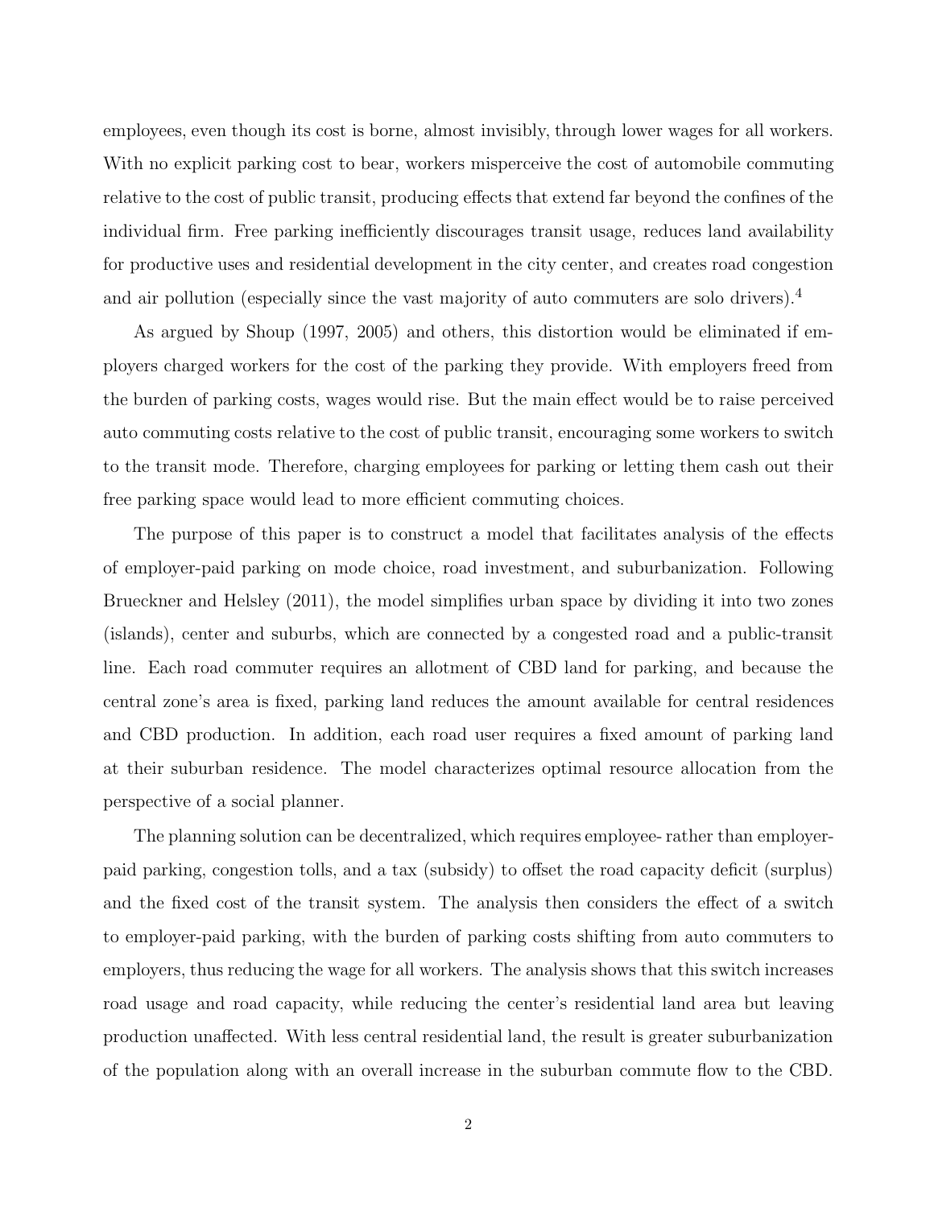employees, even though its cost is borne, almost invisibly, through lower wages for all workers. With no explicit parking cost to bear, workers misperceive the cost of automobile commuting relative to the cost of public transit, producing effects that extend far beyond the confines of the individual firm. Free parking inefficiently discourages transit usage, reduces land availability for productive uses and residential development in the city center, and creates road congestion and air pollution (especially since the vast majority of auto commuters are solo drivers).[4]

As argued by Shoup (1997, 2005) and others, this distortion would be eliminated if employers charged workers for the cost of the parking they provide. With employers freed from the burden of parking costs, wages would rise. But the main effect would be to raise perceived auto commuting costs relative to the cost of public transit, encouraging some workers to switch to the transit mode. Therefore, charging employees for parking or letting them cash out their free parking space would lead to more efficient commuting choices.

The purpose of this paper is to construct a model that facilitates analysis of the effects of employer-paid parking on mode choice, road investment, and suburbanization. Following Brueckner and Helsley (2011), the model simplifies urban space by dividing it into two zones (islands), center and suburbs, which are connected by a congested road and a public-transit line. Each road commuter requires an allotment of CBD land for parking, and because the central zone's area is fixed, parking land reduces the amount available for central residences and CBD production. In addition, each road user requires a fixed amount of parking land at their suburban residence. The model characterizes optimal resource allocation from the perspective of a social planner.

The planning solution can be decentralized, which requires employee- rather than employer-paid parking, congestion tolls, and a tax (subsidy) to offset the road capacity deficit (surplus) and the fixed cost of the transit system. The analysis then considers the effect of a switch to employer-paid parking, with the burden of parking costs shifting from auto commuters to employers, thus reducing the wage for all workers. The analysis shows that this switch increases road usage and road capacity, while reducing the center's residential land area but leaving production unaffected. With less central residential land, the result is greater suburbanization of the population along with an overall increase in the suburban commute flow to the CBD.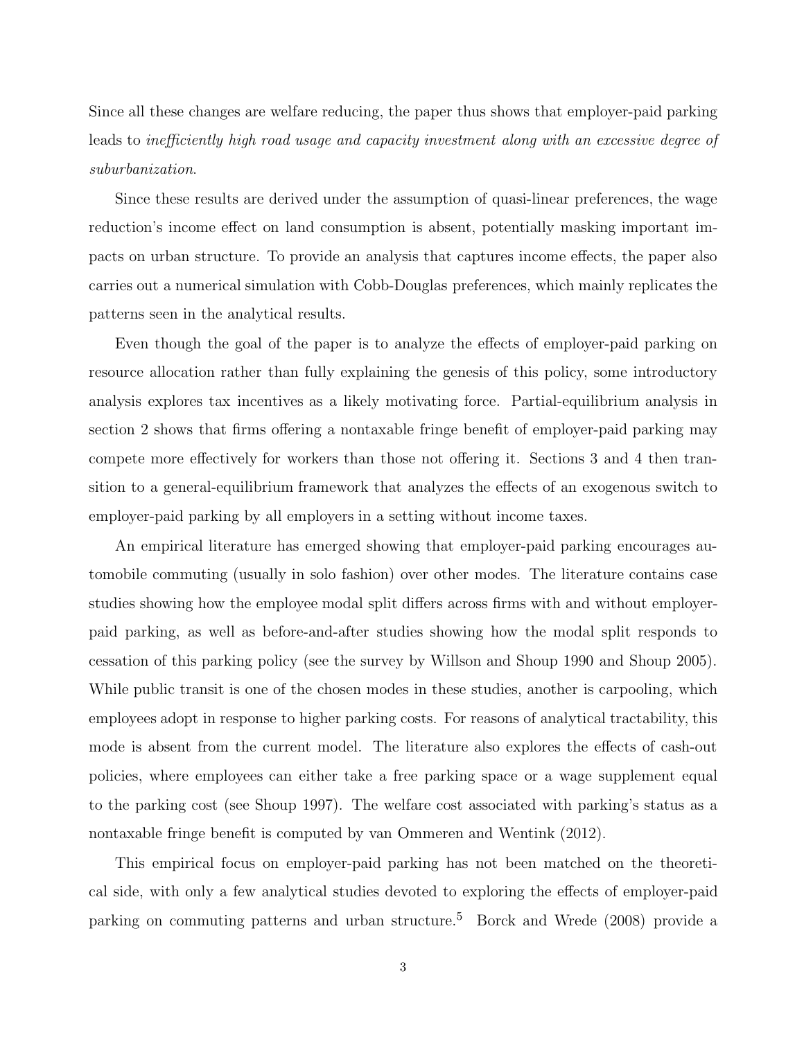Since all these changes are welfare reducing, the paper thus shows that employer-paid parking leads to *inefficiently high road usage and capacity investment along with an excessive degree of suburbanization*.

Since these results are derived under the assumption of quasi-linear preferences, the wage reduction's income effect on land consumption is absent, potentially masking important impacts on urban structure. To provide an analysis that captures income effects, the paper also carries out a numerical simulation with Cobb-Douglas preferences, which mainly replicates the patterns seen in the analytical results.

Even though the goal of the paper is to analyze the effects of employer-paid parking on resource allocation rather than fully explaining the genesis of this policy, some introductory analysis explores tax incentives as a likely motivating force. Partial-equilibrium analysis in section 2 shows that firms offering a nontaxable fringe benefit of employer-paid parking may compete more effectively for workers than those not offering it. Sections 3 and 4 then transition to a general-equilibrium framework that analyzes the effects of an exogenous switch to employer-paid parking by all employers in a setting without income taxes.

An empirical literature has emerged showing that employer-paid parking encourages automobile commuting (usually in solo fashion) over other modes. The literature contains case studies showing how the employee modal split differs across firms with and without employer-paid parking, as well as before-and-after studies showing how the modal split responds to cessation of this parking policy (see the survey by Willson and Shoup 1990 and Shoup 2005). While public transit is one of the chosen modes in these studies, another is carpooling, which employees adopt in response to higher parking costs. For reasons of analytical tractability, this mode is absent from the current model. The literature also explores the effects of cash-out policies, where employees can either take a free parking space or a wage supplement equal to the parking cost (see Shoup 1997). The welfare cost associated with parking's status as a nontaxable fringe benefit is computed by van Ommeren and Wentink (2012).

This empirical focus on employer-paid parking has not been matched on the theoretical side, with only a few analytical studies devoted to exploring the effects of employer-paid parking on commuting patterns and urban structure.[5] Borck and Wrede (2008) provide a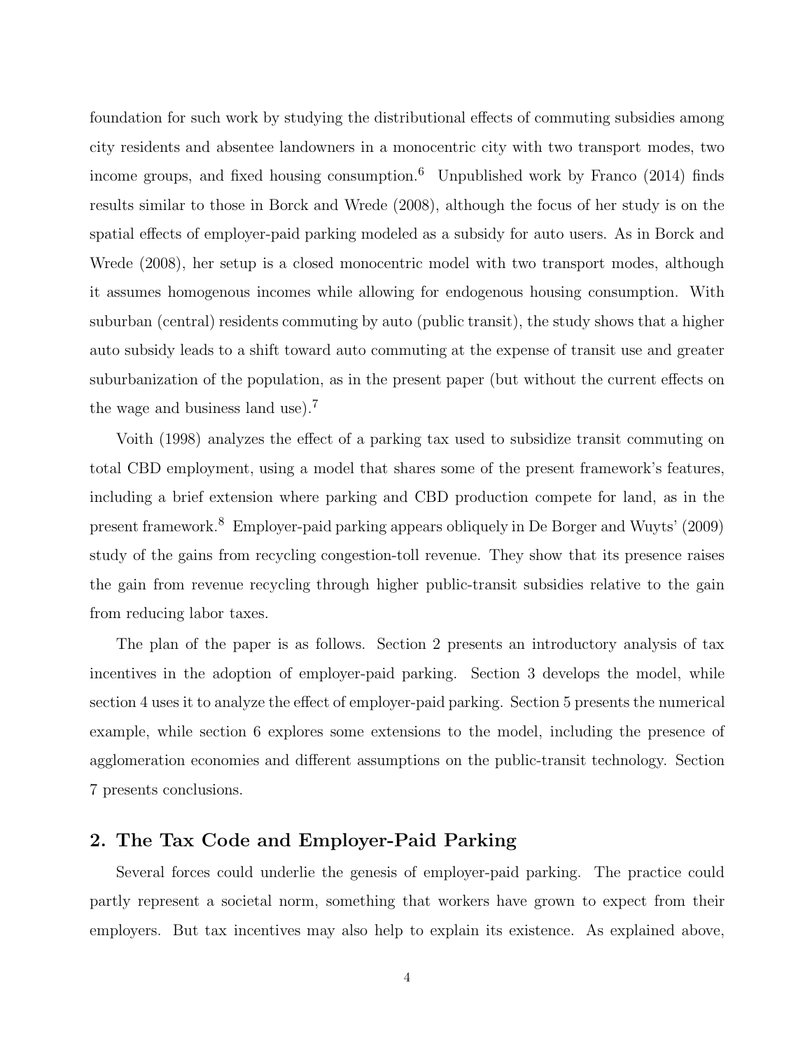foundation for such work by studying the distributional effects of commuting subsidies among city residents and absentee landowners in a monocentric city with two transport modes, two income groups, and fixed housing consumption.[6] Unpublished work by Franco (2014) finds results similar to those in Borck and Wrede (2008), although the focus of her study is on the spatial effects of employer-paid parking modeled as a subsidy for auto users. As in Borck and Wrede (2008), her setup is a closed monocentric model with two transport modes, although it assumes homogenous incomes while allowing for endogenous housing consumption. With suburban (central) residents commuting by auto (public transit), the study shows that a higher auto subsidy leads to a shift toward auto commuting at the expense of transit use and greater suburbanization of the population, as in the present paper (but without the current effects on the wage and business land use).[7]

Voith (1998) analyzes the effect of a parking tax used to subsidize transit commuting on total CBD employment, using a model that shares some of the present framework's features, including a brief extension where parking and CBD production compete for land, as in the present framework.[8] Employer-paid parking appears obliquely in De Borger and Wuyts' (2009) study of the gains from recycling congestion-toll revenue. They show that its presence raises the gain from revenue recycling through higher public-transit subsidies relative to the gain from reducing labor taxes.

The plan of the paper is as follows. Section 2 presents an introductory analysis of tax incentives in the adoption of employer-paid parking. Section 3 develops the model, while section 4 uses it to analyze the effect of employer-paid parking. Section 5 presents the numerical example, while section 6 explores some extensions to the model, including the presence of agglomeration economies and different assumptions on the public-transit technology. Section 7 presents conclusions.

## 2. The Tax Code and Employer-Paid Parking

Several forces could underlie the genesis of employer-paid parking. The practice could partly represent a societal norm, something that workers have grown to expect from their employers. But tax incentives may also help to explain its existence. As explained above,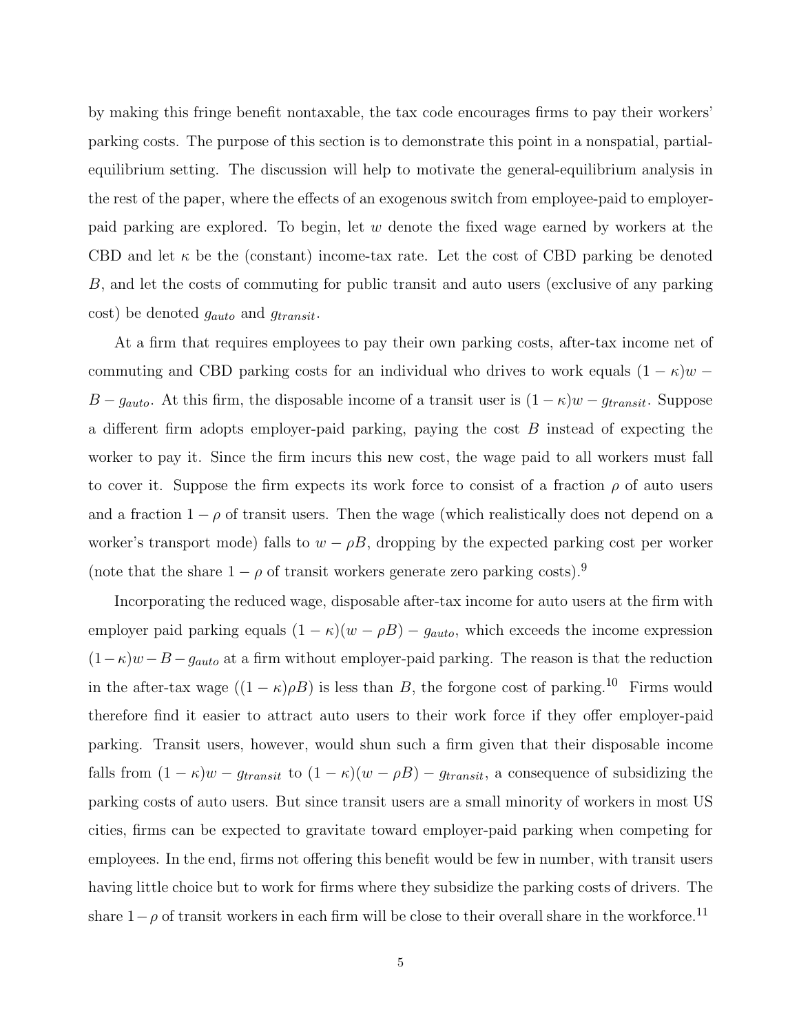by making this fringe benefit nontaxable, the tax code encourages firms to pay their workers' parking costs. The purpose of this section is to demonstrate this point in a nonspatial, partial-equilibrium setting. The discussion will help to motivate the general-equilibrium analysis in the rest of the paper, where the effects of an exogenous switch from employee-paid to employer-paid parking are explored. To begin, let $w$ denote the fixed wage earned by workers at the CBD and let $\kappa$ be the (constant) income-tax rate. Let the cost of CBD parking be denoted $B$, and let the costs of commuting for public transit and auto users (exclusive of any parking cost) be denoted $g_{auto}$ and $g_{transit}$.

At a firm that requires employees to pay their own parking costs, after-tax income net of commuting and CBD parking costs for an individual who drives to work equals $(1-\kappa)w - B - g_{auto}$. At this firm, the disposable income of a transit user is $(1-\kappa)w - g_{transit}$. Suppose a different firm adopts employer-paid parking, paying the cost $B$ instead of expecting the worker to pay it. Since the firm incurs this new cost, the wage paid to all workers must fall to cover it. Suppose the firm expects its work force to consist of a fraction $\rho$ of auto users and a fraction $1-\rho$ of transit users. Then the wage (which realistically does not depend on a worker's transport mode) falls to $w - \rho B$, dropping by the expected parking cost per worker (note that the share $1-\rho$ of transit workers generate zero parking costs).[9]

Incorporating the reduced wage, disposable after-tax income for auto users at the firm with employer paid parking equals $(1-\kappa)(w-\rho B) - g_{auto}$, which exceeds the income expression $(1-\kappa)w - B - g_{auto}$ at a firm without employer-paid parking. The reason is that the reduction in the after-tax wage ($(1-\kappa)\rho B$) is less than $B$, the forgone cost of parking.[10] Firms would therefore find it easier to attract auto users to their work force if they offer employer-paid parking. Transit users, however, would shun such a firm given that their disposable income falls from $(1-\kappa)w - g_{transit}$ to $(1-\kappa)(w-\rho B) - g_{transit}$, a consequence of subsidizing the parking costs of auto users. But since transit users are a small minority of workers in most US cities, firms can be expected to gravitate toward employer-paid parking when competing for employees. In the end, firms not offering this benefit would be few in number, with transit users having little choice but to work for firms where they subsidize the parking costs of drivers. The share $1-\rho$ of transit workers in each firm will be close to their overall share in the workforce.[11]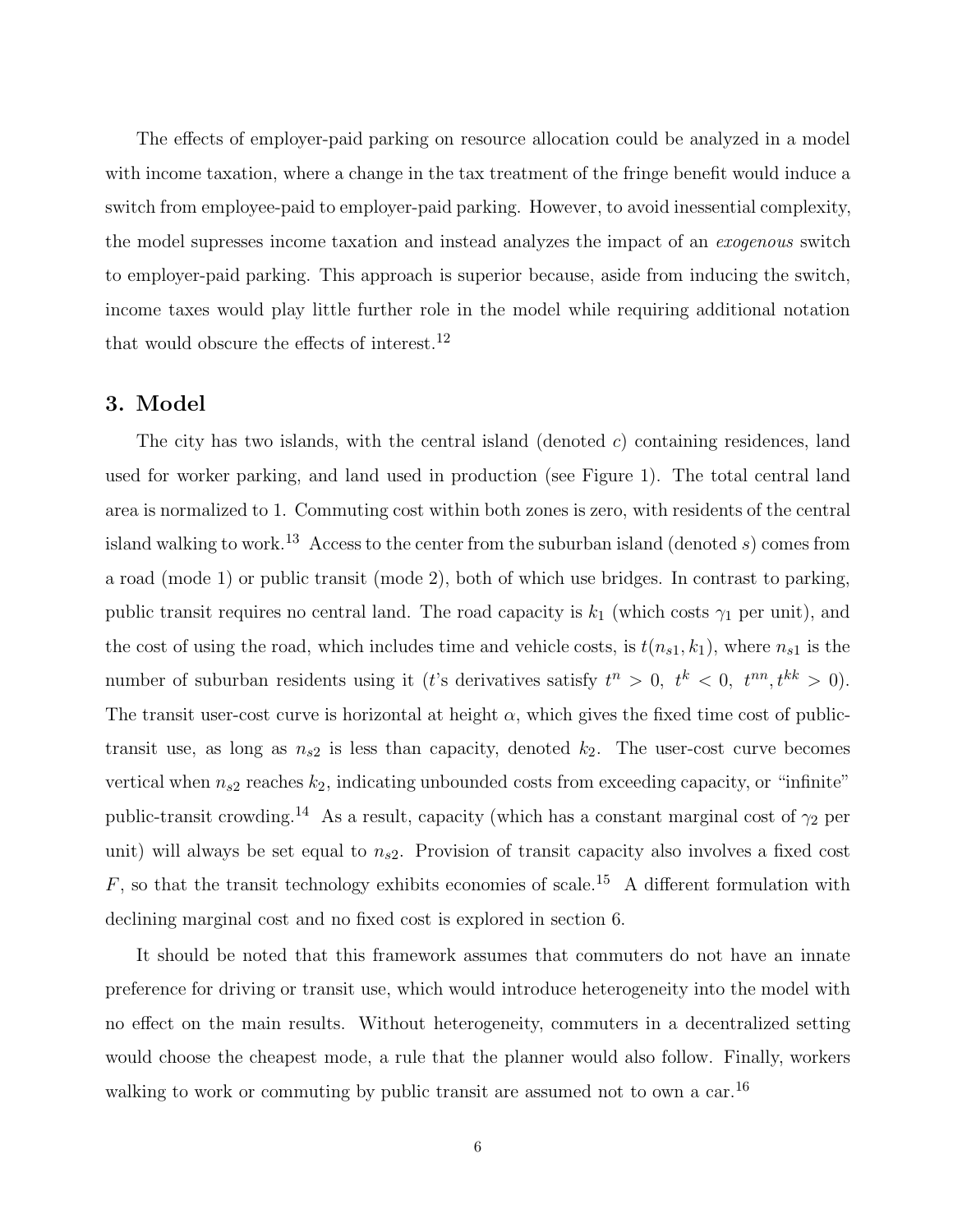The effects of employer-paid parking on resource allocation could be analyzed in a model with income taxation, where a change in the tax treatment of the fringe benefit would induce a switch from employee-paid to employer-paid parking. However, to avoid inessential complexity, the model supresses income taxation and instead analyzes the impact of an *exogenous* switch to employer-paid parking. This approach is superior because, aside from inducing the switch, income taxes would play little further role in the model while requiring additional notation that would obscure the effects of interest.[12]

## 3. Model

The city has two islands, with the central island (denoted $c$) containing residences, land used for worker parking, and land used in production (see Figure 1). The total central land area is normalized to 1. Commuting cost within both zones is zero, with residents of the central island walking to work.[13] Access to the center from the suburban island (denoted $s$) comes from a road (mode 1) or public transit (mode 2), both of which use bridges. In contrast to parking, public transit requires no central land. The road capacity is $k_1$ (which costs $\gamma_1$ per unit), and the cost of using the road, which includes time and vehicle costs, is $t(n_{s1}, k_1)$, where $n_{s1}$ is the number of suburban residents using it ($t$'s derivatives satisfy $t^n > 0,\ t^k < 0,\ t^{nn}, t^{kk} > 0$). The transit user-cost curve is horizontal at height $\alpha$, which gives the fixed time cost of public-transit use, as long as $n_{s2}$ is less than capacity, denoted $k_2$. The user-cost curve becomes vertical when $n_{s2}$ reaches $k_2$, indicating unbounded costs from exceeding capacity, or "infinite" public-transit crowding.[14] As a result, capacity (which has a constant marginal cost of $\gamma_2$ per unit) will always be set equal to $n_{s2}$. Provision of transit capacity also involves a fixed cost $F$, so that the transit technology exhibits economies of scale.[15] A different formulation with declining marginal cost and no fixed cost is explored in section 6.

It should be noted that this framework assumes that commuters do not have an innate preference for driving or transit use, which would introduce heterogeneity into the model with no effect on the main results. Without heterogeneity, commuters in a decentralized setting would choose the cheapest mode, a rule that the planner would also follow. Finally, workers walking to work or commuting by public transit are assumed not to own a car.[16]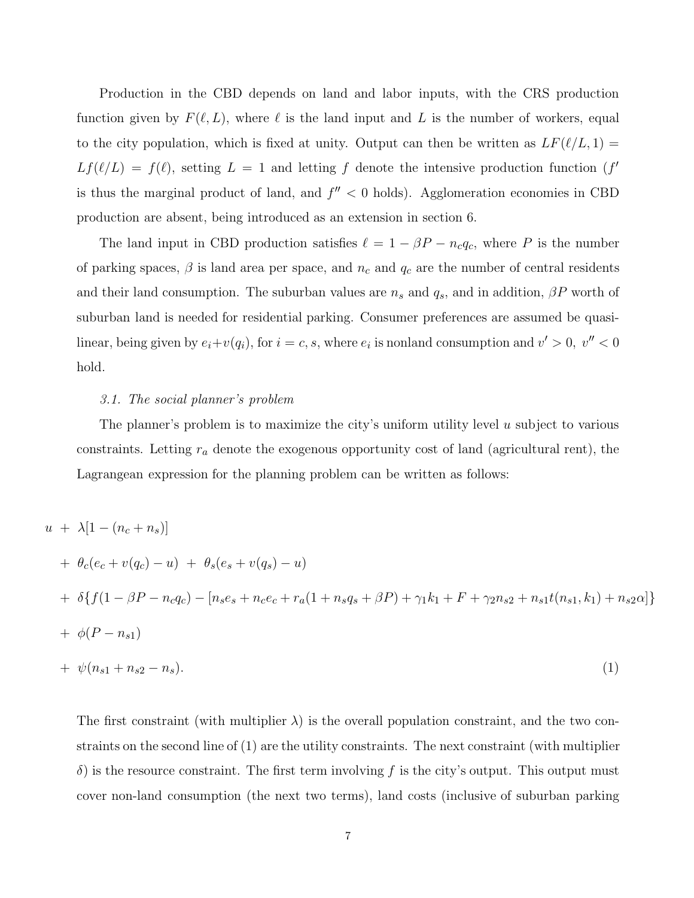Production in the CBD depends on land and labor inputs, with the CRS production function given by $F(\ell, L)$, where $\ell$ is the land input and $L$ is the number of workers, equal to the city population, which is fixed at unity. Output can then be written as $LF(\ell/L, 1) = Lf(\ell/L) = f(\ell)$, setting $L = 1$ and letting $f$ denote the intensive production function ($f'$ is thus the marginal product of land, and $f'' < 0$ holds). Agglomeration economies in CBD production are absent, being introduced as an extension in section 6.

The land input in CBD production satisfies $\ell = 1 - \beta P - n_c q_c$, where $P$ is the number of parking spaces, $\beta$ is land area per space, and $n_c$ and $q_c$ are the number of central residents and their land consumption. The suburban values are $n_s$ and $q_s$, and in addition, $\beta P$ worth of suburban land is needed for residential parking. Consumer preferences are assumed be quasi-linear, being given by $e_i + v(q_i)$, for $i = c, s$, where $e_i$ is nonland consumption and $v' > 0$, $v'' < 0$ hold.

### *3.1. The social planner's problem*

The planner's problem is to maximize the city's uniform utility level $u$ subject to various constraints. Letting $r_a$ denote the exogenous opportunity cost of land (agricultural rent), the Lagrangean expression for the planning problem can be written as follows:

$$
\begin{aligned}
u \; &+ \; \lambda[1 - (n_c + n_s)] \\
&+ \; \theta_c(e_c + v(q_c) - u) \; + \; \theta_s(e_s + v(q_s) - u) \\
&+ \; \delta\{f(1 - \beta P - n_c q_c) - [n_s e_s + n_c e_c + r_a(1 + n_s q_s + \beta P) + \gamma_1 k_1 + F + \gamma_2 n_{s2} + n_{s1} t(n_{s1}, k_1) + n_{s2}\alpha]\} \\
&+ \; \phi(P - n_{s1}) \\
&+ \; \psi(n_{s1} + n_{s2} - n_s). \qquad (1)
\end{aligned}
$$

The first constraint (with multiplier $\lambda$) is the overall population constraint, and the two constraints on the second line of (1) are the utility constraints. The next constraint (with multiplier $\delta$) is the resource constraint. The first term involving $f$ is the city's output. This output must cover non-land consumption (the next two terms), land costs (inclusive of suburban parking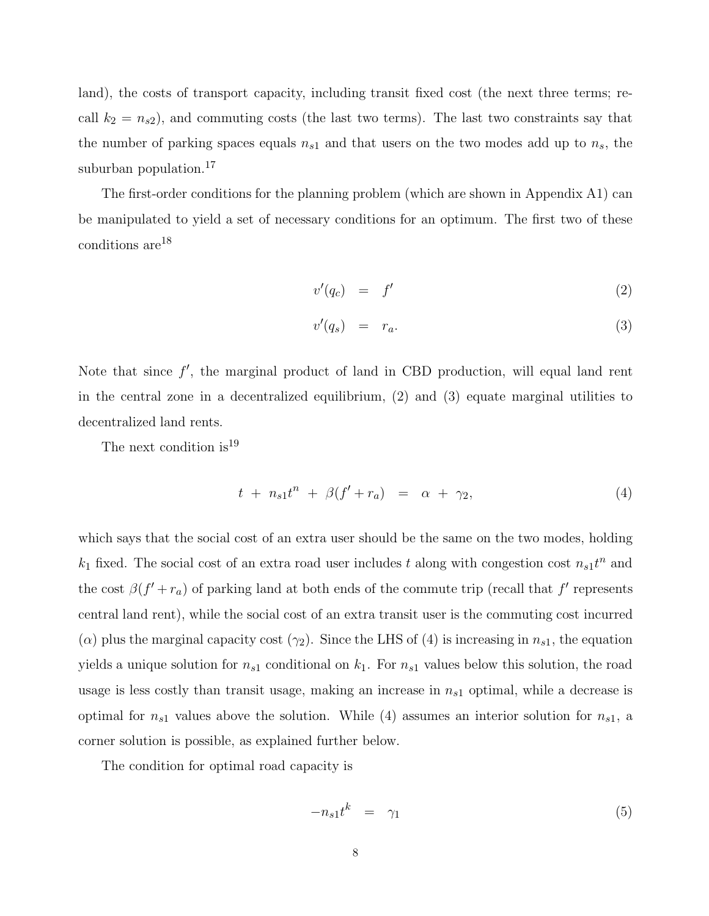land), the costs of transport capacity, including transit fixed cost (the next three terms; recall $k_2 = n_{s2}$), and commuting costs (the last two terms). The last two constraints say that the number of parking spaces equals $n_{s1}$ and that users on the two modes add up to $n_s$, the suburban population.[17]

The first-order conditions for the planning problem (which are shown in Appendix A1) can be manipulated to yield a set of necessary conditions for an optimum. The first two of these conditions are[18]

$$v'(q_c) \quad = \quad f' \tag{2}$$

$$v'(q_s) \quad = \quad r_a. \tag{3}$$

Note that since $f'$, the marginal product of land in CBD production, will equal land rent in the central zone in a decentralized equilibrium, (2) and (3) equate marginal utilities to decentralized land rents.

The next condition is[19]

$$t \; + \; n_{s1}t^n \; + \; \beta(f' + r_a) \quad = \quad \alpha \; + \; \gamma_2, \tag{4}$$

which says that the social cost of an extra user should be the same on the two modes, holding $k_1$ fixed. The social cost of an extra road user includes $t$ along with congestion cost $n_{s1}t^n$ and the cost $\beta(f' + r_a)$ of parking land at both ends of the commute trip (recall that $f'$ represents central land rent), while the social cost of an extra transit user is the commuting cost incurred ($\alpha$) plus the marginal capacity cost ($\gamma_2$). Since the LHS of (4) is increasing in $n_{s1}$, the equation yields a unique solution for $n_{s1}$ conditional on $k_1$. For $n_{s1}$ values below this solution, the road usage is less costly than transit usage, making an increase in $n_{s1}$ optimal, while a decrease is optimal for $n_{s1}$ values above the solution. While (4) assumes an interior solution for $n_{s1}$, a corner solution is possible, as explained further below.

The condition for optimal road capacity is

$$-n_{s1}t^k \quad = \quad \gamma_1 \tag{5}$$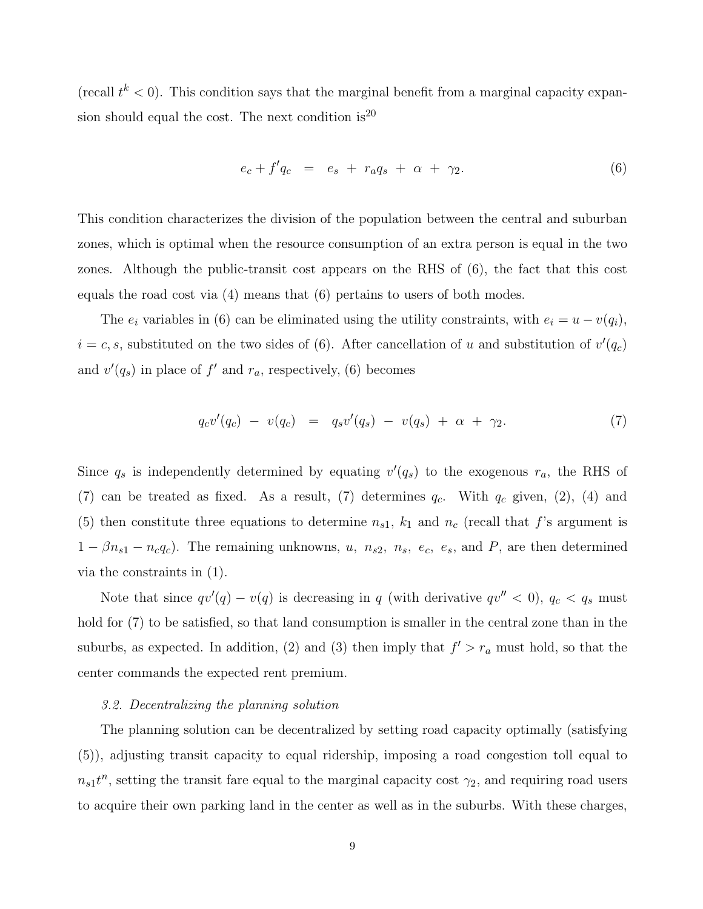(recall $t^k < 0$). This condition says that the marginal benefit from a marginal capacity expansion should equal the cost. The next condition is[20]

$$e_c + f'q_c \;\;=\;\; e_s \;+\; r_a q_s \;+\; \alpha \;+\; \gamma_2. \tag{6}$$

This condition characterizes the division of the population between the central and suburban zones, which is optimal when the resource consumption of an extra person is equal in the two zones. Although the public-transit cost appears on the RHS of (6), the fact that this cost equals the road cost via (4) means that (6) pertains to users of both modes.

The $e_i$ variables in (6) can be eliminated using the utility constraints, with $e_i = u - v(q_i)$, $i = c, s$, substituted on the two sides of (6). After cancellation of $u$ and substitution of $v'(q_c)$ and $v'(q_s)$ in place of $f'$ and $r_a$, respectively, (6) becomes

$$q_c v'(q_c) \;-\; v(q_c) \;\;=\;\; q_s v'(q_s) \;-\; v(q_s) \;+\; \alpha \;+\; \gamma_2. \tag{7}$$

Since $q_s$ is independently determined by equating $v'(q_s)$ to the exogenous $r_a$, the RHS of (7) can be treated as fixed. As a result, (7) determines $q_c$. With $q_c$ given, (2), (4) and (5) then constitute three equations to determine $n_{s1}$, $k_1$ and $n_c$ (recall that $f$'s argument is $1 - \beta n_{s1} - n_c q_c$). The remaining unknowns, $u,\ n_{s2},\ n_s,\ e_c,\ e_s$, and $P$, are then determined via the constraints in (1).

Note that since $qv'(q) - v(q)$ is decreasing in $q$ (with derivative $qv'' < 0$), $q_c < q_s$ must hold for (7) to be satisfied, so that land consumption is smaller in the central zone than in the suburbs, as expected. In addition, (2) and (3) then imply that $f' > r_a$ must hold, so that the center commands the expected rent premium.

### *3.2. Decentralizing the planning solution*

The planning solution can be decentralized by setting road capacity optimally (satisfying (5)), adjusting transit capacity to equal ridership, imposing a road congestion toll equal to $n_{s1}t^n$, setting the transit fare equal to the marginal capacity cost $\gamma_2$, and requiring road users to acquire their own parking land in the center as well as in the suburbs. With these charges,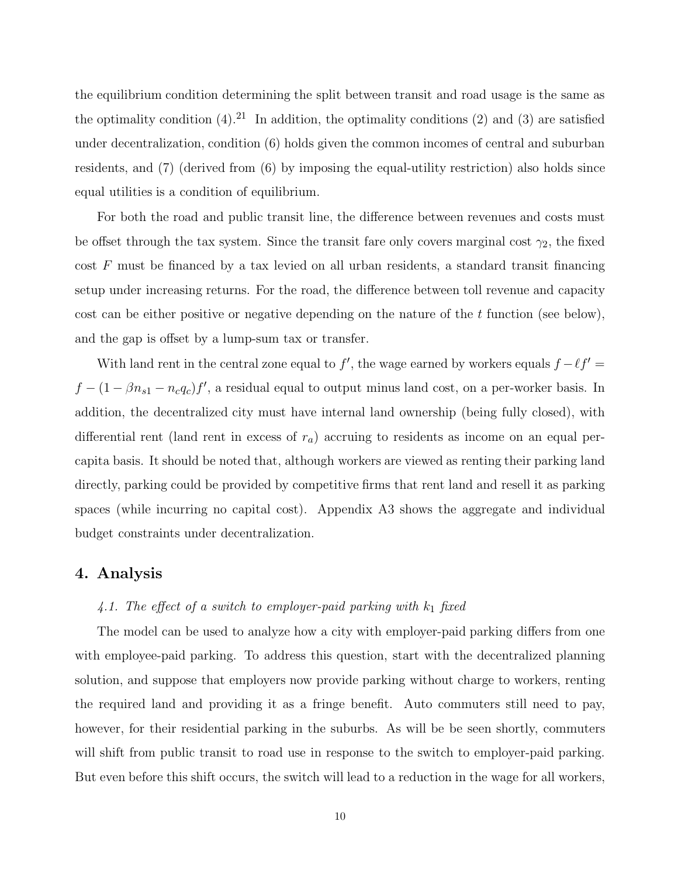the equilibrium condition determining the split between transit and road usage is the same as the optimality condition (4).[21] In addition, the optimality conditions (2) and (3) are satisfied under decentralization, condition (6) holds given the common incomes of central and suburban residents, and (7) (derived from (6) by imposing the equal-utility restriction) also holds since equal utilities is a condition of equilibrium.

For both the road and public transit line, the difference between revenues and costs must be offset through the tax system. Since the transit fare only covers marginal cost $\gamma_2$, the fixed cost $F$ must be financed by a tax levied on all urban residents, a standard transit financing setup under increasing returns. For the road, the difference between toll revenue and capacity cost can be either positive or negative depending on the nature of the $t$ function (see below), and the gap is offset by a lump-sum tax or transfer.

With land rent in the central zone equal to $f'$, the wage earned by workers equals $f - \ell f' = f - (1 - \beta n_{s1} - n_c q_c) f'$, a residual equal to output minus land cost, on a per-worker basis. In addition, the decentralized city must have internal land ownership (being fully closed), with differential rent (land rent in excess of $r_a$) accruing to residents as income on an equal per-capita basis. It should be noted that, although workers are viewed as renting their parking land directly, parking could be provided by competitive firms that rent land and resell it as parking spaces (while incurring no capital cost). Appendix A3 shows the aggregate and individual budget constraints under decentralization.

## 4. Analysis

### *4.1. The effect of a switch to employer-paid parking with $k_1$ fixed*

The model can be used to analyze how a city with employer-paid parking differs from one with employee-paid parking. To address this question, start with the decentralized planning solution, and suppose that employers now provide parking without charge to workers, renting the required land and providing it as a fringe benefit. Auto commuters still need to pay, however, for their residential parking in the suburbs. As will be be seen shortly, commuters will shift from public transit to road use in response to the switch to employer-paid parking. But even before this shift occurs, the switch will lead to a reduction in the wage for all workers,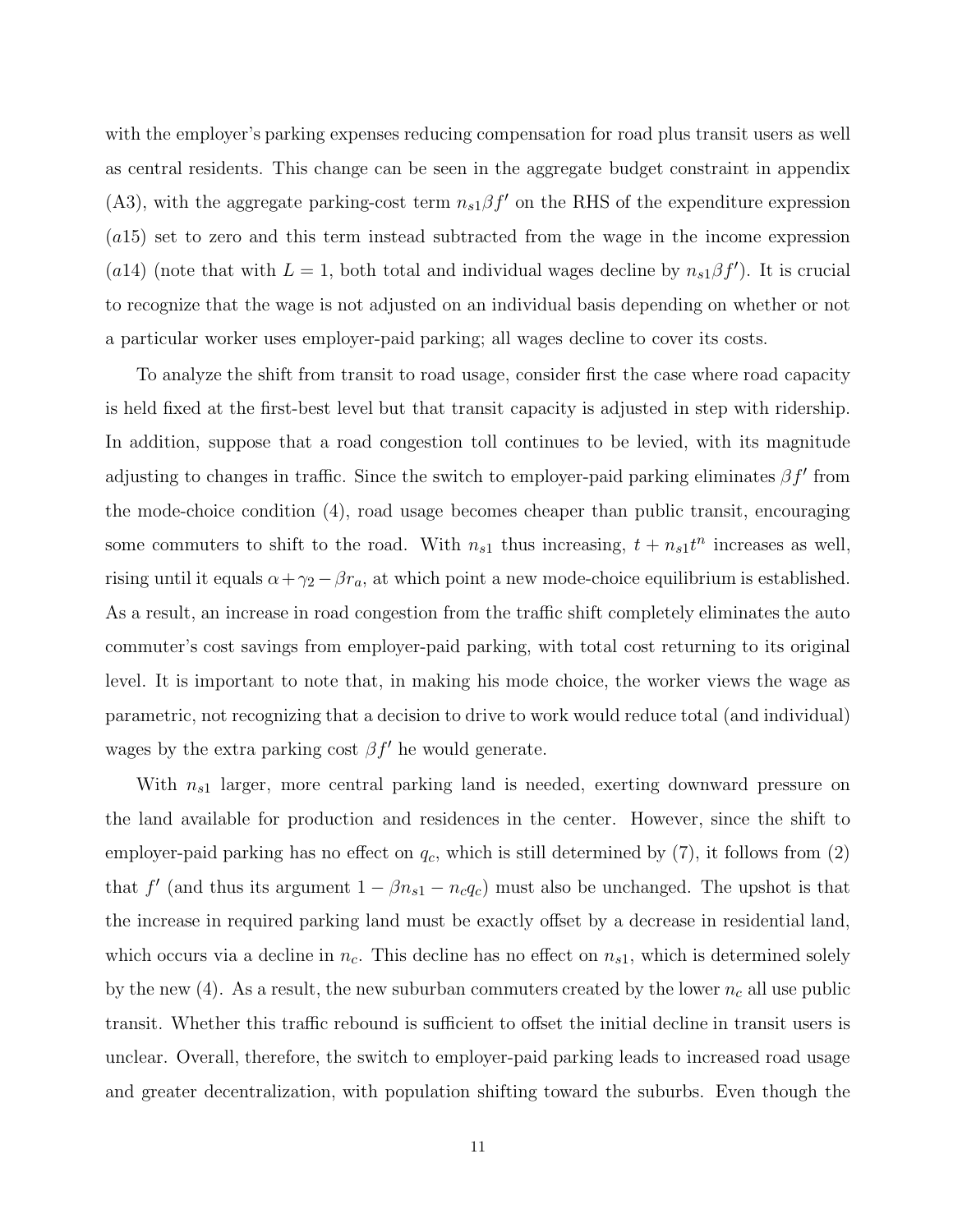with the employer's parking expenses reducing compensation for road plus transit users as well as central residents. This change can be seen in the aggregate budget constraint in appendix (A3), with the aggregate parking-cost term $n_{s1}\beta f'$ on the RHS of the expenditure expression $(a15)$ set to zero and this term instead subtracted from the wage in the income expression $(a14)$ (note that with $L = 1$, both total and individual wages decline by $n_{s1}\beta f'$). It is crucial to recognize that the wage is not adjusted on an individual basis depending on whether or not a particular worker uses employer-paid parking; all wages decline to cover its costs.

To analyze the shift from transit to road usage, consider first the case where road capacity is held fixed at the first-best level but that transit capacity is adjusted in step with ridership. In addition, suppose that a road congestion toll continues to be levied, with its magnitude adjusting to changes in traffic. Since the switch to employer-paid parking eliminates $\beta f'$ from the mode-choice condition (4), road usage becomes cheaper than public transit, encouraging some commuters to shift to the road. With $n_{s1}$ thus increasing, $t + n_{s1}t^n$ increases as well, rising until it equals $\alpha + \gamma_2 - \beta r_a$, at which point a new mode-choice equilibrium is established. As a result, an increase in road congestion from the traffic shift completely eliminates the auto commuter's cost savings from employer-paid parking, with total cost returning to its original level. It is important to note that, in making his mode choice, the worker views the wage as parametric, not recognizing that a decision to drive to work would reduce total (and individual) wages by the extra parking cost $\beta f'$ he would generate.

With $n_{s1}$ larger, more central parking land is needed, exerting downward pressure on the land available for production and residences in the center. However, since the shift to employer-paid parking has no effect on $q_c$, which is still determined by (7), it follows from (2) that $f'$ (and thus its argument $1 - \beta n_{s1} - n_c q_c$) must also be unchanged. The upshot is that the increase in required parking land must be exactly offset by a decrease in residential land, which occurs via a decline in $n_c$. This decline has no effect on $n_{s1}$, which is determined solely by the new (4). As a result, the new suburban commuters created by the lower $n_c$ all use public transit. Whether this traffic rebound is sufficient to offset the initial decline in transit users is unclear. Overall, therefore, the switch to employer-paid parking leads to increased road usage and greater decentralization, with population shifting toward the suburbs. Even though the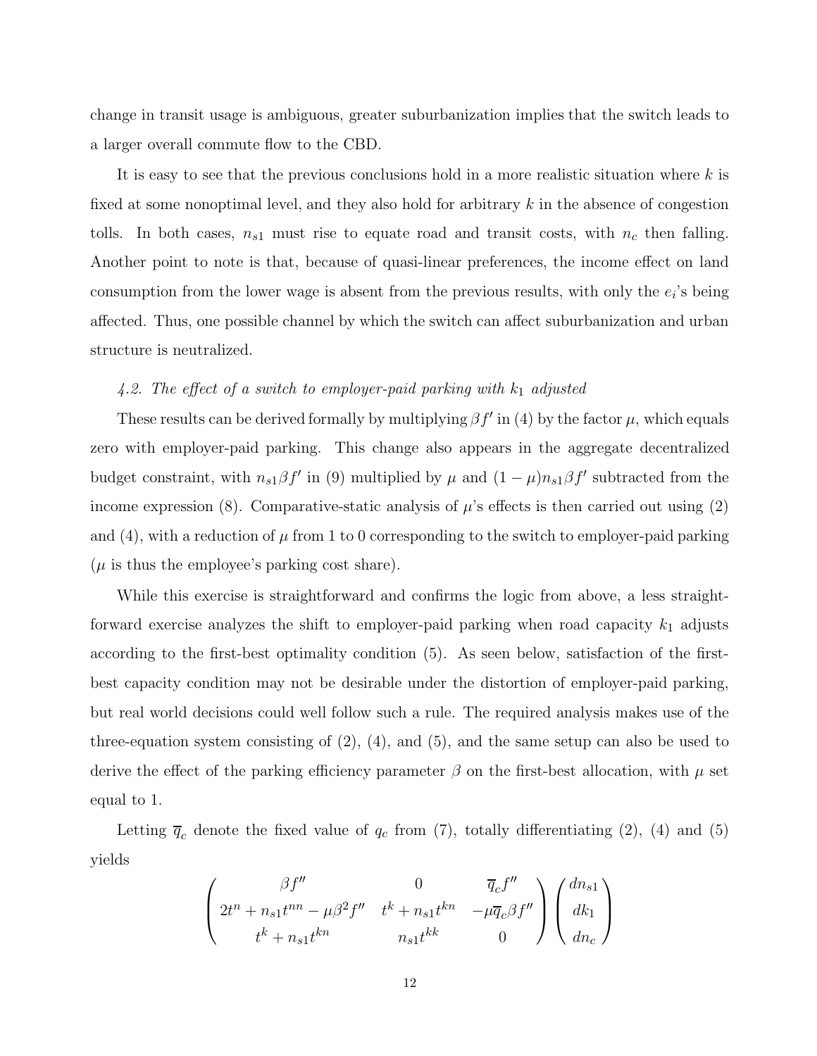change in transit usage is ambiguous, greater suburbanization implies that the switch leads to a larger overall commute flow to the CBD.

It is easy to see that the previous conclusions hold in a more realistic situation where $k$ is fixed at some nonoptimal level, and they also hold for arbitrary $k$ in the absence of congestion tolls. In both cases, $n_{s1}$ must rise to equate road and transit costs, with $n_c$ then falling. Another point to note is that, because of quasi-linear preferences, the income effect on land consumption from the lower wage is absent from the previous results, with only the $e_i$'s being affected. Thus, one possible channel by which the switch can affect suburbanization and urban structure is neutralized.

*4.2. The effect of a switch to employer-paid parking with $k_1$ adjusted*

These results can be derived formally by multiplying $\beta f'$ in (4) by the factor $\mu$, which equals zero with employer-paid parking. This change also appears in the aggregate decentralized budget constraint, with $n_{s1}\beta f'$ in (9) multiplied by $\mu$ and $(1-\mu)n_{s1}\beta f'$ subtracted from the income expression (8). Comparative-static analysis of $\mu$'s effects is then carried out using (2) and (4), with a reduction of $\mu$ from 1 to 0 corresponding to the switch to employer-paid parking ($\mu$ is thus the employee's parking cost share).

While this exercise is straightforward and confirms the logic from above, a less straightforward exercise analyzes the shift to employer-paid parking when road capacity $k_1$ adjusts according to the first-best optimality condition (5). As seen below, satisfaction of the first-best capacity condition may not be desirable under the distortion of employer-paid parking, but real world decisions could well follow such a rule. The required analysis makes use of the three-equation system consisting of (2), (4), and (5), and the same setup can also be used to derive the effect of the parking efficiency parameter $\beta$ on the first-best allocation, with $\mu$ set equal to 1.

Letting $\overline{q}_c$ denote the fixed value of $q_c$ from (7), totally differentiating (2), (4) and (5) yields

$$\begin{pmatrix} \beta f'' & 0 & \overline{q}_c f'' \\ 2t^n + n_{s1}t^{nn} - \mu\beta^2 f'' & t^k + n_{s1}t^{kn} & -\mu\overline{q}_c\beta f'' \\ t^k + n_{s1}t^{kn} & n_{s1}t^{kk} & 0 \end{pmatrix} \begin{pmatrix} dn_{s1} \\ dk_1 \\ dn_c \end{pmatrix}$$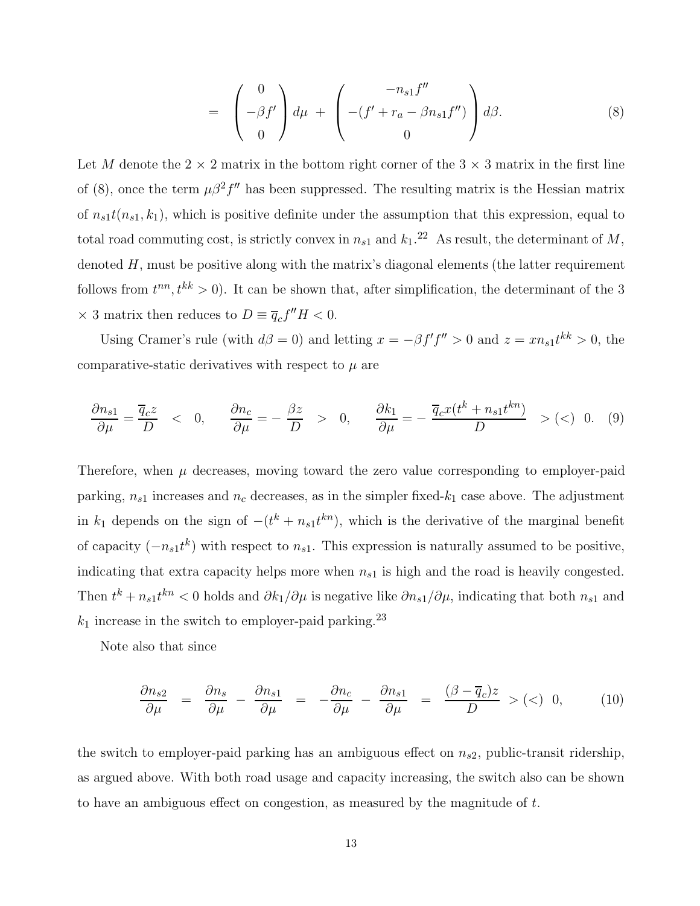$$= \begin{pmatrix} 0 \\ -\beta f' \\ 0 \end{pmatrix} d\mu \; + \; \begin{pmatrix} -n_{s1} f'' \\ -(f' + r_a - \beta n_{s1} f'') \\ 0 \end{pmatrix} d\beta. \tag{8}$$

Let $M$ denote the 2 × 2 matrix in the bottom right corner of the 3 × 3 matrix in the first line of (8), once the term $\mu\beta^2 f''$ has been suppressed. The resulting matrix is the Hessian matrix of $n_{s1}t(n_{s1}, k_1)$, which is positive definite under the assumption that this expression, equal to total road commuting cost, is strictly convex in $n_{s1}$ and $k_1$.[22] As result, the determinant of $M$, denoted $H$, must be positive along with the matrix's diagonal elements (the latter requirement follows from $t^{nn}, t^{kk} > 0$). It can be shown that, after simplification, the determinant of the 3 × 3 matrix then reduces to $D \equiv \overline{q}_c f'' H < 0$.

Using Cramer's rule (with $d\beta = 0$) and letting $x = -\beta f' f'' > 0$ and $z = x n_{s1} t^{kk} > 0$, the comparative-static derivatives with respect to $\mu$ are

$$\frac{\partial n_{s1}}{\partial \mu} = \frac{\overline{q}_c z}{D} \;\; < \;\; 0, \qquad \frac{\partial n_c}{\partial \mu} = -\,\frac{\beta z}{D} \;\; > \;\; 0, \qquad \frac{\partial k_1}{\partial \mu} = -\,\frac{\overline{q}_c x (t^k + n_{s1} t^{kn})}{D} \;\; > (<) \;\; 0. \tag{9}$$

Therefore, when $\mu$ decreases, moving toward the zero value corresponding to employer-paid parking, $n_{s1}$ increases and $n_c$ decreases, as in the simpler fixed-$k_1$ case above. The adjustment in $k_1$ depends on the sign of $-(t^k + n_{s1} t^{kn})$, which is the derivative of the marginal benefit of capacity ($-n_{s1} t^k$) with respect to $n_{s1}$. This expression is naturally assumed to be positive, indicating that extra capacity helps more when $n_{s1}$ is high and the road is heavily congested. Then $t^k + n_{s1} t^{kn} < 0$ holds and $\partial k_1 / \partial \mu$ is negative like $\partial n_{s1} / \partial \mu$, indicating that both $n_{s1}$ and $k_1$ increase in the switch to employer-paid parking.[23]

Note also that since

$$\frac{\partial n_{s2}}{\partial \mu} \;\; = \;\; \frac{\partial n_s}{\partial \mu} \; - \; \frac{\partial n_{s1}}{\partial \mu} \;\; = \;\; -\frac{\partial n_c}{\partial \mu} \; - \; \frac{\partial n_{s1}}{\partial \mu} \;\; = \;\; \frac{(\beta - \overline{q}_c) z}{D} \;\; > (<) \;\; 0, \tag{10}$$

the switch to employer-paid parking has an ambiguous effect on $n_{s2}$, public-transit ridership, as argued above. With both road usage and capacity increasing, the switch also can be shown to have an ambiguous effect on congestion, as measured by the magnitude of $t$.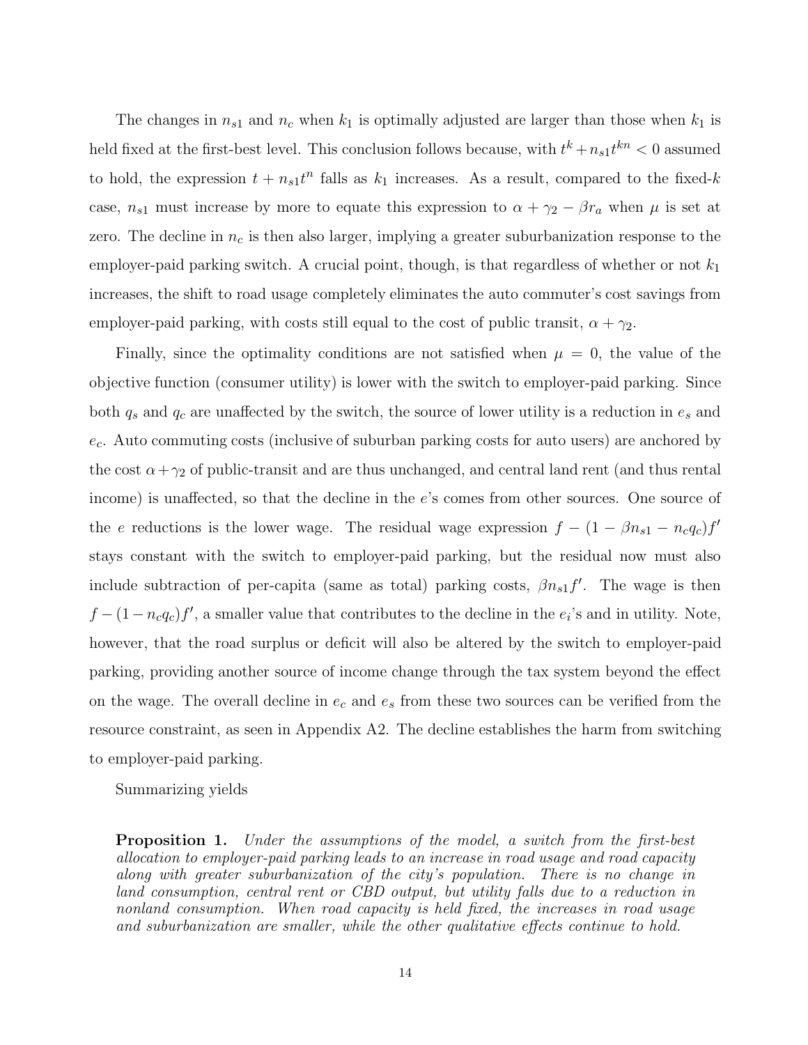The changes in $n_{s1}$ and $n_c$ when $k_1$ is optimally adjusted are larger than those when $k_1$ is held fixed at the first-best level. This conclusion follows because, with $t^k + n_{s1}t^{kn} < 0$ assumed to hold, the expression $t + n_{s1}t^n$ falls as $k_1$ increases. As a result, compared to the fixed-$k$ case, $n_{s1}$ must increase by more to equate this expression to $\alpha + \gamma_2 - \beta r_a$ when $\mu$ is set at zero. The decline in $n_c$ is then also larger, implying a greater suburbanization response to the employer-paid parking switch. A crucial point, though, is that regardless of whether or not $k_1$ increases, the shift to road usage completely eliminates the auto commuter's cost savings from employer-paid parking, with costs still equal to the cost of public transit, $\alpha + \gamma_2$.

Finally, since the optimality conditions are not satisfied when $\mu = 0$, the value of the objective function (consumer utility) is lower with the switch to employer-paid parking. Since both $q_s$ and $q_c$ are unaffected by the switch, the source of lower utility is a reduction in $e_s$ and $e_c$. Auto commuting costs (inclusive of suburban parking costs for auto users) are anchored by the cost $\alpha + \gamma_2$ of public-transit and are thus unchanged, and central land rent (and thus rental income) is unaffected, so that the decline in the $e$'s comes from other sources. One source of the $e$ reductions is the lower wage. The residual wage expression $f - (1 - \beta n_{s1} - n_c q_c)f'$ stays constant with the switch to employer-paid parking, but the residual now must also include subtraction of per-capita (same as total) parking costs, $\beta n_{s1} f'$. The wage is then $f - (1 - n_c q_c)f'$, a smaller value that contributes to the decline in the $e_i$'s and in utility. Note, however, that the road surplus or deficit will also be altered by the switch to employer-paid parking, providing another source of income change through the tax system beyond the effect on the wage. The overall decline in $e_c$ and $e_s$ from these two sources can be verified from the resource constraint, as seen in Appendix A2. The decline establishes the harm from switching to employer-paid parking.

Summarizing yields

**Proposition 1.** *Under the assumptions of the model, a switch from the first-best allocation to employer-paid parking leads to an increase in road usage and road capacity along with greater suburbanization of the city's population. There is no change in land consumption, central rent or CBD output, but utility falls due to a reduction in nonland consumption. When road capacity is held fixed, the increases in road usage and suburbanization are smaller, while the other qualitative effects continue to hold.*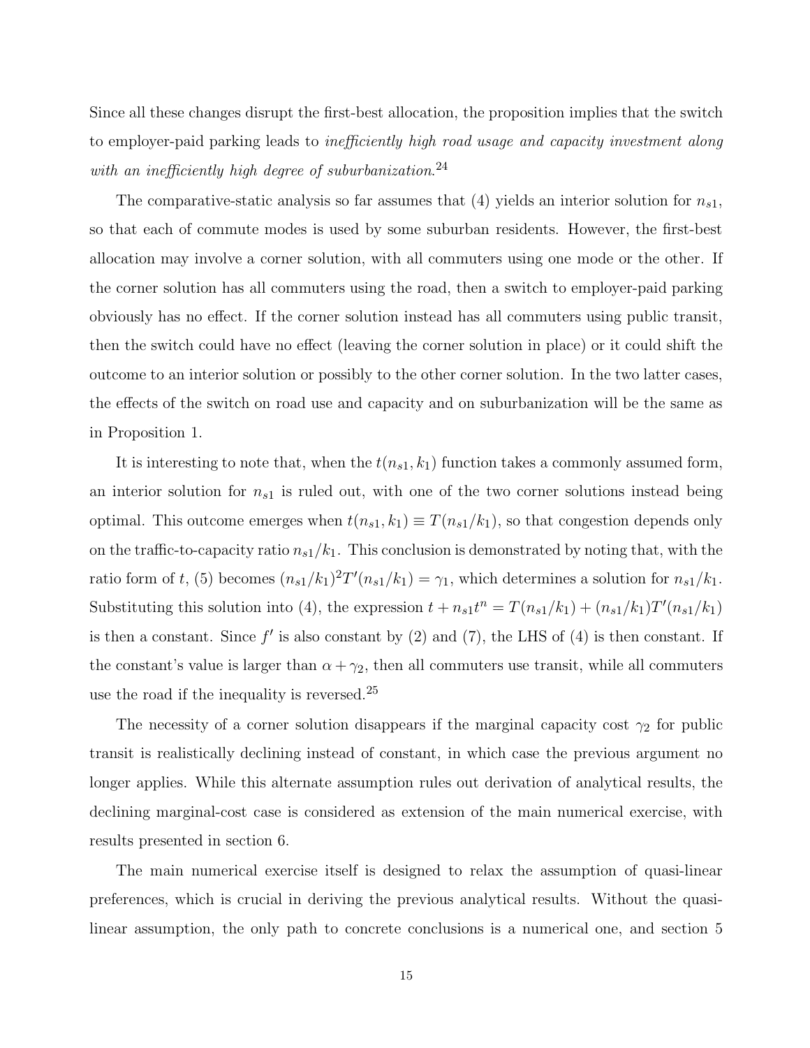Since all these changes disrupt the first-best allocation, the proposition implies that the switch to employer-paid parking leads to *inefficiently high road usage and capacity investment along with an inefficiently high degree of suburbanization*.[24]

The comparative-static analysis so far assumes that (4) yields an interior solution for $n_{s1}$, so that each of commute modes is used by some suburban residents. However, the first-best allocation may involve a corner solution, with all commuters using one mode or the other. If the corner solution has all commuters using the road, then a switch to employer-paid parking obviously has no effect. If the corner solution instead has all commuters using public transit, then the switch could have no effect (leaving the corner solution in place) or it could shift the outcome to an interior solution or possibly to the other corner solution. In the two latter cases, the effects of the switch on road use and capacity and on suburbanization will be the same as in Proposition 1.

It is interesting to note that, when the $t(n_{s1}, k_1)$ function takes a commonly assumed form, an interior solution for $n_{s1}$ is ruled out, with one of the two corner solutions instead being optimal. This outcome emerges when $t(n_{s1}, k_1) \equiv T(n_{s1}/k_1)$, so that congestion depends only on the traffic-to-capacity ratio $n_{s1}/k_1$. This conclusion is demonstrated by noting that, with the ratio form of $t$, (5) becomes $(n_{s1}/k_1)^2 T'(n_{s1}/k_1) = \gamma_1$, which determines a solution for $n_{s1}/k_1$. Substituting this solution into (4), the expression $t + n_{s1}t^n = T(n_{s1}/k_1) + (n_{s1}/k_1)T'(n_{s1}/k_1)$ is then a constant. Since $f'$ is also constant by (2) and (7), the LHS of (4) is then constant. If the constant's value is larger than $\alpha + \gamma_2$, then all commuters use transit, while all commuters use the road if the inequality is reversed.[25]

The necessity of a corner solution disappears if the marginal capacity cost $\gamma_2$ for public transit is realistically declining instead of constant, in which case the previous argument no longer applies. While this alternate assumption rules out derivation of analytical results, the declining marginal-cost case is considered as extension of the main numerical exercise, with results presented in section 6.

The main numerical exercise itself is designed to relax the assumption of quasi-linear preferences, which is crucial in deriving the previous analytical results. Without the quasi-linear assumption, the only path to concrete conclusions is a numerical one, and section 5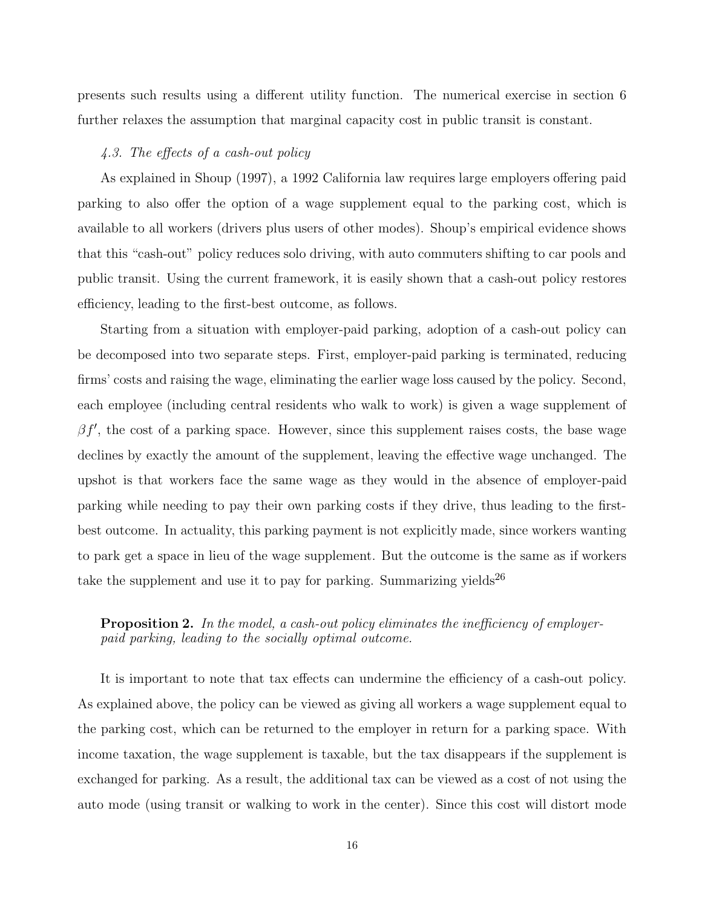presents such results using a different utility function. The numerical exercise in section 6 further relaxes the assumption that marginal capacity cost in public transit is constant.

### *4.3. The effects of a cash-out policy*

As explained in Shoup (1997), a 1992 California law requires large employers offering paid parking to also offer the option of a wage supplement equal to the parking cost, which is available to all workers (drivers plus users of other modes). Shoup's empirical evidence shows that this "cash-out" policy reduces solo driving, with auto commuters shifting to car pools and public transit. Using the current framework, it is easily shown that a cash-out policy restores efficiency, leading to the first-best outcome, as follows.

Starting from a situation with employer-paid parking, adoption of a cash-out policy can be decomposed into two separate steps. First, employer-paid parking is terminated, reducing firms' costs and raising the wage, eliminating the earlier wage loss caused by the policy. Second, each employee (including central residents who walk to work) is given a wage supplement of $\beta f'$, the cost of a parking space. However, since this supplement raises costs, the base wage declines by exactly the amount of the supplement, leaving the effective wage unchanged. The upshot is that workers face the same wage as they would in the absence of employer-paid parking while needing to pay their own parking costs if they drive, thus leading to the first-best outcome. In actuality, this parking payment is not explicitly made, since workers wanting to park get a space in lieu of the wage supplement. But the outcome is the same as if workers take the supplement and use it to pay for parking. Summarizing yields[26]

**Proposition 2.** *In the model, a cash-out policy eliminates the inefficiency of employer-paid parking, leading to the socially optimal outcome.*

It is important to note that tax effects can undermine the efficiency of a cash-out policy. As explained above, the policy can be viewed as giving all workers a wage supplement equal to the parking cost, which can be returned to the employer in return for a parking space. With income taxation, the wage supplement is taxable, but the tax disappears if the supplement is exchanged for parking. As a result, the additional tax can be viewed as a cost of not using the auto mode (using transit or walking to work in the center). Since this cost will distort mode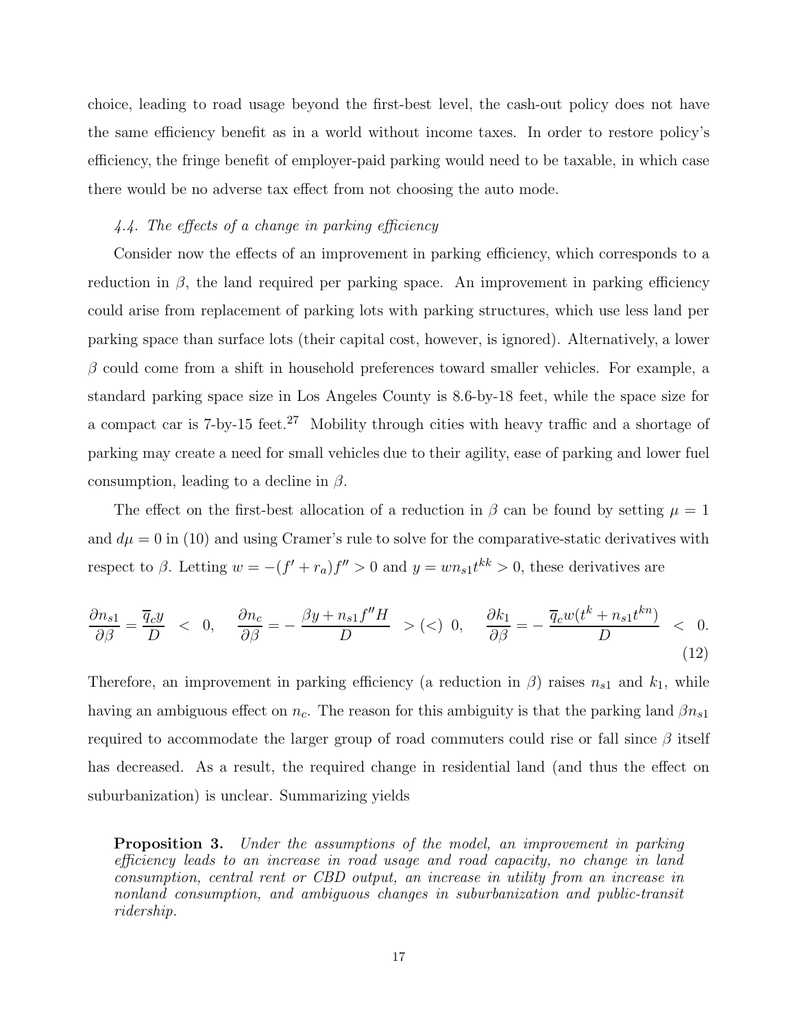choice, leading to road usage beyond the first-best level, the cash-out policy does not have the same efficiency benefit as in a world without income taxes. In order to restore policy's efficiency, the fringe benefit of employer-paid parking would need to be taxable, in which case there would be no adverse tax effect from not choosing the auto mode.

### *4.4. The effects of a change in parking efficiency*

Consider now the effects of an improvement in parking efficiency, which corresponds to a reduction in $\beta$, the land required per parking space. An improvement in parking efficiency could arise from replacement of parking lots with parking structures, which use less land per parking space than surface lots (their capital cost, however, is ignored). Alternatively, a lower $\beta$ could come from a shift in household preferences toward smaller vehicles. For example, a standard parking space size in Los Angeles County is 8.6-by-18 feet, while the space size for a compact car is 7-by-15 feet.[27] Mobility through cities with heavy traffic and a shortage of parking may create a need for small vehicles due to their agility, ease of parking and lower fuel consumption, leading to a decline in $\beta$.

The effect on the first-best allocation of a reduction in $\beta$ can be found by setting $\mu = 1$ and $d\mu = 0$ in (10) and using Cramer's rule to solve for the comparative-static derivatives with respect to $\beta$. Letting $w = -(f' + r_a)f'' > 0$ and $y = wn_{s1}t^{kk} > 0$, these derivatives are

$$\frac{\partial n_{s1}}{\partial \beta} = \frac{\overline{q}_c y}{D} \ < \ 0, \quad \frac{\partial n_c}{\partial \beta} = -\frac{\beta y + n_{s1} f'' H}{D} \ > (<) \ 0, \quad \frac{\partial k_1}{\partial \beta} = -\frac{\overline{q}_c w (t^k + n_{s1} t^{kn})}{D} \ < \ 0. \tag{12}$$

Therefore, an improvement in parking efficiency (a reduction in $\beta$) raises $n_{s1}$ and $k_1$, while having an ambiguous effect on $n_c$. The reason for this ambiguity is that the parking land $\beta n_{s1}$ required to accommodate the larger group of road commuters could rise or fall since $\beta$ itself has decreased. As a result, the required change in residential land (and thus the effect on suburbanization) is unclear. Summarizing yields

> **Proposition 3.** *Under the assumptions of the model, an improvement in parking efficiency leads to an increase in road usage and road capacity, no change in land consumption, central rent or CBD output, an increase in utility from an increase in nonland consumption, and ambiguous changes in suburbanization and public-transit ridership.*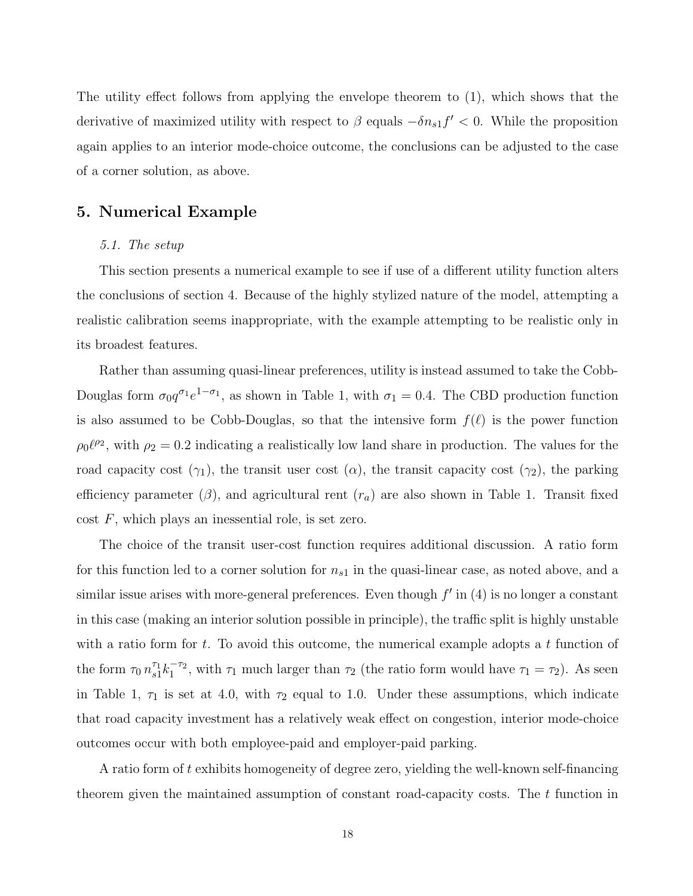The utility effect follows from applying the envelope theorem to (1), which shows that the derivative of maximized utility with respect to $\beta$ equals $-\delta n_{s1} f' < 0$. While the proposition again applies to an interior mode-choice outcome, the conclusions can be adjusted to the case of a corner solution, as above.

## 5. Numerical Example

*5.1. The setup*

This section presents a numerical example to see if use of a different utility function alters the conclusions of section 4. Because of the highly stylized nature of the model, attempting a realistic calibration seems inappropriate, with the example attempting to be realistic only in its broadest features.

Rather than assuming quasi-linear preferences, utility is instead assumed to take the Cobb-Douglas form $\sigma_0 q^{\sigma_1} e^{1-\sigma_1}$, as shown in Table 1, with $\sigma_1 = 0.4$. The CBD production function is also assumed to be Cobb-Douglas, so that the intensive form $f(\ell)$ is the power function $\rho_0 \ell^{\rho_2}$, with $\rho_2 = 0.2$ indicating a realistically low land share in production. The values for the road capacity cost ($\gamma_1$), the transit user cost ($\alpha$), the transit capacity cost ($\gamma_2$), the parking efficiency parameter ($\beta$), and agricultural rent ($r_a$) are also shown in Table 1. Transit fixed cost $F$, which plays an inessential role, is set zero.

The choice of the transit user-cost function requires additional discussion. A ratio form for this function led to a corner solution for $n_{s1}$ in the quasi-linear case, as noted above, and a similar issue arises with more-general preferences. Even though $f'$ in (4) is no longer a constant in this case (making an interior solution possible in principle), the traffic split is highly unstable with a ratio form for $t$. To avoid this outcome, the numerical example adopts a $t$ function of the form $\tau_0 \, n_{s1}^{\tau_1} k_1^{-\tau_2}$, with $\tau_1$ much larger than $\tau_2$ (the ratio form would have $\tau_1 = \tau_2$). As seen in Table 1, $\tau_1$ is set at 4.0, with $\tau_2$ equal to 1.0. Under these assumptions, which indicate that road capacity investment has a relatively weak effect on congestion, interior mode-choice outcomes occur with both employee-paid and employer-paid parking.

A ratio form of $t$ exhibits homogeneity of degree zero, yielding the well-known self-financing theorem given the maintained assumption of constant road-capacity costs. The $t$ function in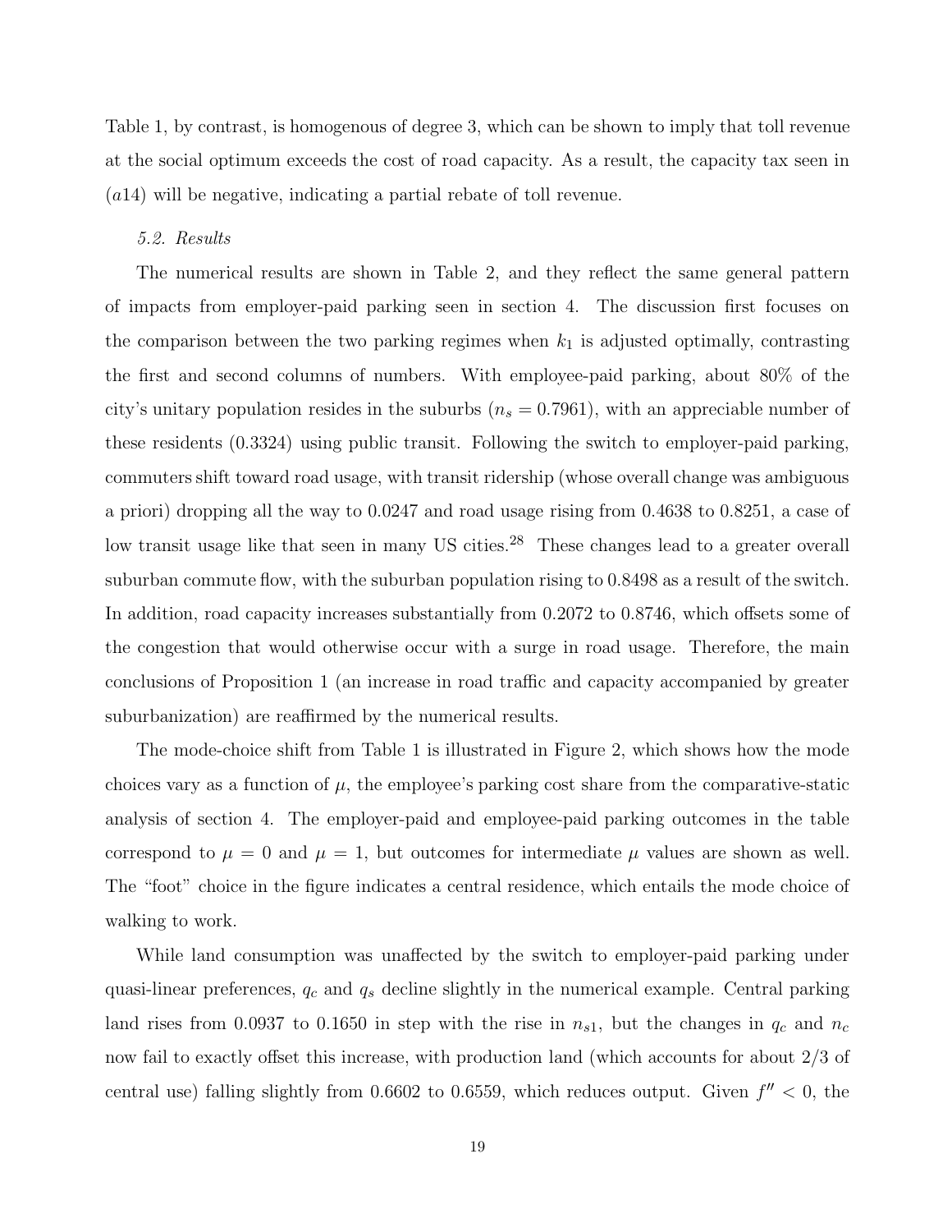Table 1, by contrast, is homogenous of degree 3, which can be shown to imply that toll revenue at the social optimum exceeds the cost of road capacity. As a result, the capacity tax seen in ($a14$) will be negative, indicating a partial rebate of toll revenue.

*5.2. Results*

The numerical results are shown in Table 2, and they reflect the same general pattern of impacts from employer-paid parking seen in section 4. The discussion first focuses on the comparison between the two parking regimes when $k_1$ is adjusted optimally, contrasting the first and second columns of numbers. With employee-paid parking, about 80% of the city's unitary population resides in the suburbs ($n_s = 0.7961$), with an appreciable number of these residents (0.3324) using public transit. Following the switch to employer-paid parking, commuters shift toward road usage, with transit ridership (whose overall change was ambiguous a priori) dropping all the way to 0.0247 and road usage rising from 0.4638 to 0.8251, a case of low transit usage like that seen in many US cities.[28] These changes lead to a greater overall suburban commute flow, with the suburban population rising to 0.8498 as a result of the switch. In addition, road capacity increases substantially from 0.2072 to 0.8746, which offsets some of the congestion that would otherwise occur with a surge in road usage. Therefore, the main conclusions of Proposition 1 (an increase in road traffic and capacity accompanied by greater suburbanization) are reaffirmed by the numerical results.

The mode-choice shift from Table 1 is illustrated in Figure 2, which shows how the mode choices vary as a function of $\mu$, the employee's parking cost share from the comparative-static analysis of section 4. The employer-paid and employee-paid parking outcomes in the table correspond to $\mu = 0$ and $\mu = 1$, but outcomes for intermediate $\mu$ values are shown as well. The "foot" choice in the figure indicates a central residence, which entails the mode choice of walking to work.

While land consumption was unaffected by the switch to employer-paid parking under quasi-linear preferences, $q_c$ and $q_s$ decline slightly in the numerical example. Central parking land rises from 0.0937 to 0.1650 in step with the rise in $n_{s1}$, but the changes in $q_c$ and $n_c$ now fail to exactly offset this increase, with production land (which accounts for about 2/3 of central use) falling slightly from 0.6602 to 0.6559, which reduces output. Given $f'' < 0$, the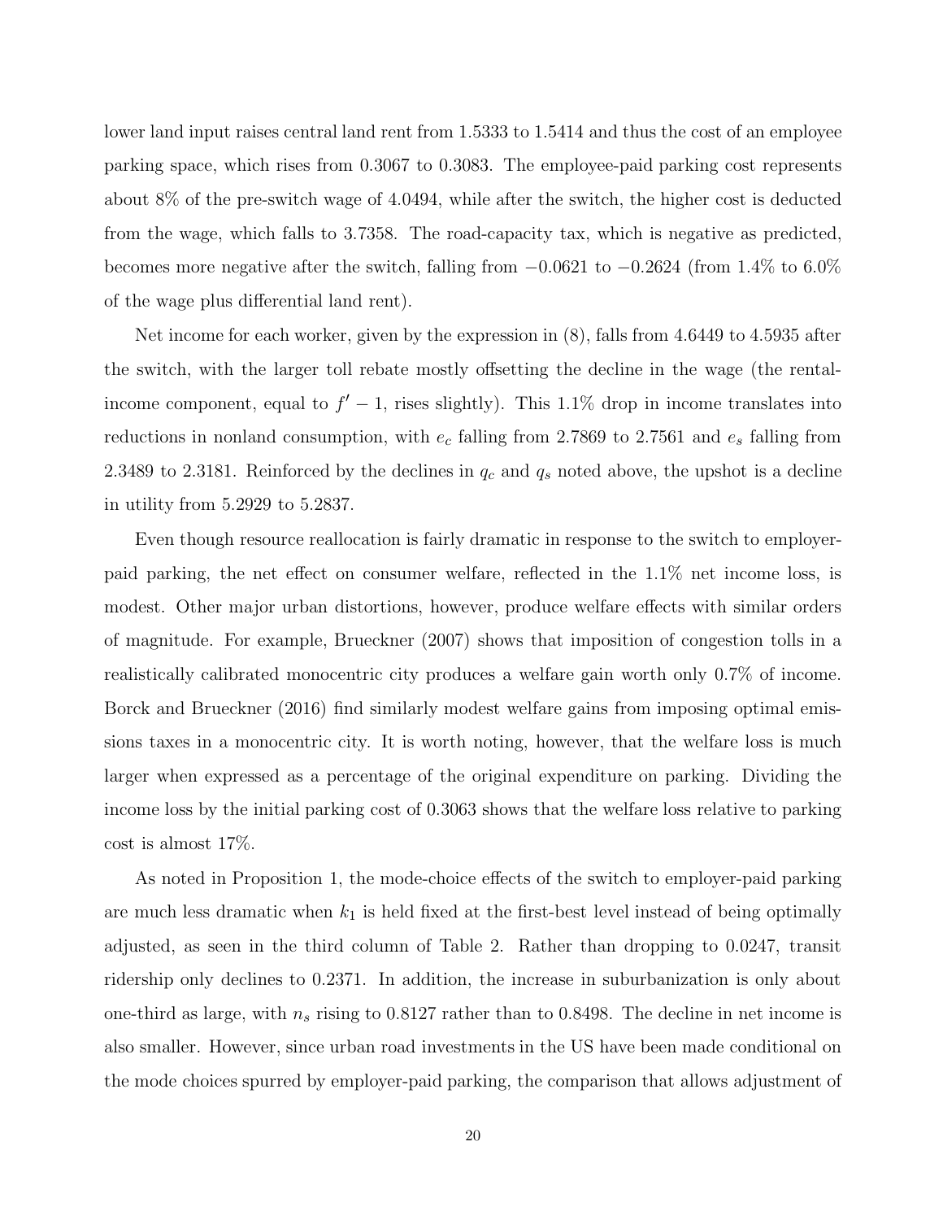lower land input raises central land rent from 1.5333 to 1.5414 and thus the cost of an employee parking space, which rises from 0.3067 to 0.3083. The employee-paid parking cost represents about 8% of the pre-switch wage of 4.0494, while after the switch, the higher cost is deducted from the wage, which falls to 3.7358. The road-capacity tax, which is negative as predicted, becomes more negative after the switch, falling from $-0.0621$ to $-0.2624$ (from 1.4% to 6.0% of the wage plus differential land rent).

Net income for each worker, given by the expression in (8), falls from 4.6449 to 4.5935 after the switch, with the larger toll rebate mostly offsetting the decline in the wage (the rental-income component, equal to $f' - 1$, rises slightly). This 1.1% drop in income translates into reductions in nonland consumption, with $e_c$ falling from 2.7869 to 2.7561 and $e_s$ falling from 2.3489 to 2.3181. Reinforced by the declines in $q_c$ and $q_s$ noted above, the upshot is a decline in utility from 5.2929 to 5.2837.

Even though resource reallocation is fairly dramatic in response to the switch to employer-paid parking, the net effect on consumer welfare, reflected in the 1.1% net income loss, is modest. Other major urban distortions, however, produce welfare effects with similar orders of magnitude. For example, Brueckner (2007) shows that imposition of congestion tolls in a realistically calibrated monocentric city produces a welfare gain worth only 0.7% of income. Borck and Brueckner (2016) find similarly modest welfare gains from imposing optimal emissions taxes in a monocentric city. It is worth noting, however, that the welfare loss is much larger when expressed as a percentage of the original expenditure on parking. Dividing the income loss by the initial parking cost of 0.3063 shows that the welfare loss relative to parking cost is almost 17%.

As noted in Proposition 1, the mode-choice effects of the switch to employer-paid parking are much less dramatic when $k_1$ is held fixed at the first-best level instead of being optimally adjusted, as seen in the third column of Table 2. Rather than dropping to 0.0247, transit ridership only declines to 0.2371. In addition, the increase in suburbanization is only about one-third as large, with $n_s$ rising to 0.8127 rather than to 0.8498. The decline in net income is also smaller. However, since urban road investments in the US have been made conditional on the mode choices spurred by employer-paid parking, the comparison that allows adjustment of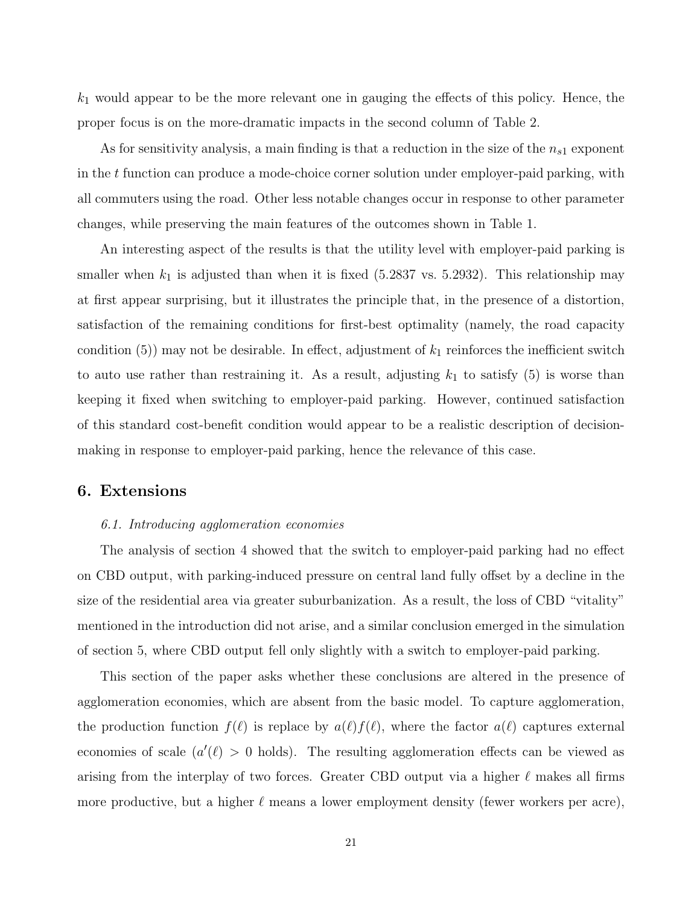$k_1$ would appear to be the more relevant one in gauging the effects of this policy. Hence, the proper focus is on the more-dramatic impacts in the second column of Table 2.

As for sensitivity analysis, a main finding is that a reduction in the size of the $n_{s1}$ exponent in the $t$ function can produce a mode-choice corner solution under employer-paid parking, with all commuters using the road. Other less notable changes occur in response to other parameter changes, while preserving the main features of the outcomes shown in Table 1.

An interesting aspect of the results is that the utility level with employer-paid parking is smaller when $k_1$ is adjusted than when it is fixed (5.2837 vs. 5.2932). This relationship may at first appear surprising, but it illustrates the principle that, in the presence of a distortion, satisfaction of the remaining conditions for first-best optimality (namely, the road capacity condition (5)) may not be desirable. In effect, adjustment of $k_1$ reinforces the inefficient switch to auto use rather than restraining it. As a result, adjusting $k_1$ to satisfy (5) is worse than keeping it fixed when switching to employer-paid parking. However, continued satisfaction of this standard cost-benefit condition would appear to be a realistic description of decision-making in response to employer-paid parking, hence the relevance of this case.

## 6. Extensions

### *6.1. Introducing agglomeration economies*

The analysis of section 4 showed that the switch to employer-paid parking had no effect on CBD output, with parking-induced pressure on central land fully offset by a decline in the size of the residential area via greater suburbanization. As a result, the loss of CBD "vitality" mentioned in the introduction did not arise, and a similar conclusion emerged in the simulation of section 5, where CBD output fell only slightly with a switch to employer-paid parking.

This section of the paper asks whether these conclusions are altered in the presence of agglomeration economies, which are absent from the basic model. To capture agglomeration, the production function $f(\ell)$ is replace by $a(\ell)f(\ell)$, where the factor $a(\ell)$ captures external economies of scale ($a'(\ell) > 0$ holds). The resulting agglomeration effects can be viewed as arising from the interplay of two forces. Greater CBD output via a higher $\ell$ makes all firms more productive, but a higher $\ell$ means a lower employment density (fewer workers per acre),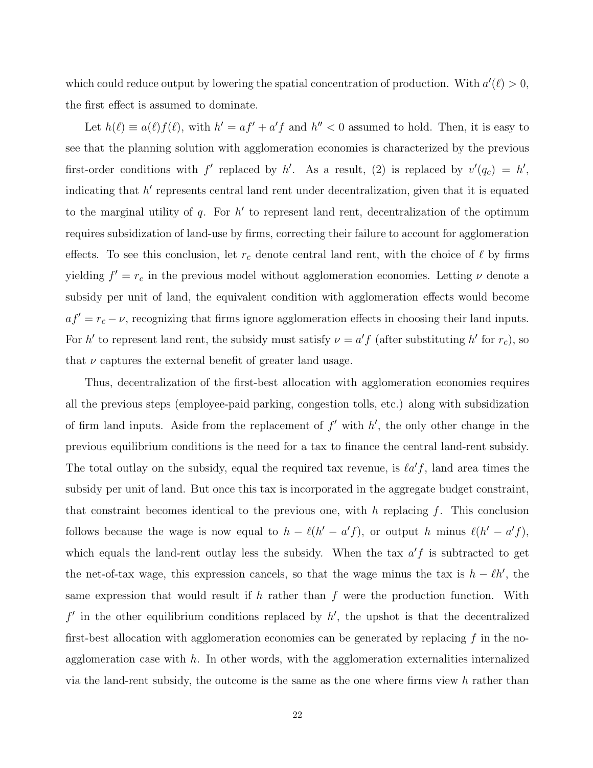which could reduce output by lowering the spatial concentration of production. With $a'(\ell) > 0$, the first effect is assumed to dominate.

Let $h(\ell) \equiv a(\ell)f(\ell)$, with $h' = af' + a'f$ and $h'' < 0$ assumed to hold. Then, it is easy to see that the planning solution with agglomeration economies is characterized by the previous first-order conditions with $f'$ replaced by $h'$. As a result, (2) is replaced by $v'(q_c) = h'$, indicating that $h'$ represents central land rent under decentralization, given that it is equated to the marginal utility of $q$. For $h'$ to represent land rent, decentralization of the optimum requires subsidization of land-use by firms, correcting their failure to account for agglomeration effects. To see this conclusion, let $r_c$ denote central land rent, with the choice of $\ell$ by firms yielding $f' = r_c$ in the previous model without agglomeration economies. Letting $\nu$ denote a subsidy per unit of land, the equivalent condition with agglomeration effects would become $af' = r_c - \nu$, recognizing that firms ignore agglomeration effects in choosing their land inputs. For $h'$ to represent land rent, the subsidy must satisfy $\nu = a'f$ (after substituting $h'$ for $r_c$), so that $\nu$ captures the external benefit of greater land usage.

Thus, decentralization of the first-best allocation with agglomeration economies requires all the previous steps (employee-paid parking, congestion tolls, etc.) along with subsidization of firm land inputs. Aside from the replacement of $f'$ with $h'$, the only other change in the previous equilibrium conditions is the need for a tax to finance the central land-rent subsidy. The total outlay on the subsidy, equal the required tax revenue, is $\ell a'f$, land area times the subsidy per unit of land. But once this tax is incorporated in the aggregate budget constraint, that constraint becomes identical to the previous one, with $h$ replacing $f$. This conclusion follows because the wage is now equal to $h - \ell(h' - a'f)$, or output $h$ minus $\ell(h' - a'f)$, which equals the land-rent outlay less the subsidy. When the tax $a'f$ is subtracted to get the net-of-tax wage, this expression cancels, so that the wage minus the tax is $h - \ell h'$, the same expression that would result if $h$ rather than $f$ were the production function. With $f'$ in the other equilibrium conditions replaced by $h'$, the upshot is that the decentralized first-best allocation with agglomeration economies can be generated by replacing $f$ in the no-agglomeration case with $h$. In other words, with the agglomeration externalities internalized via the land-rent subsidy, the outcome is the same as the one where firms view $h$ rather than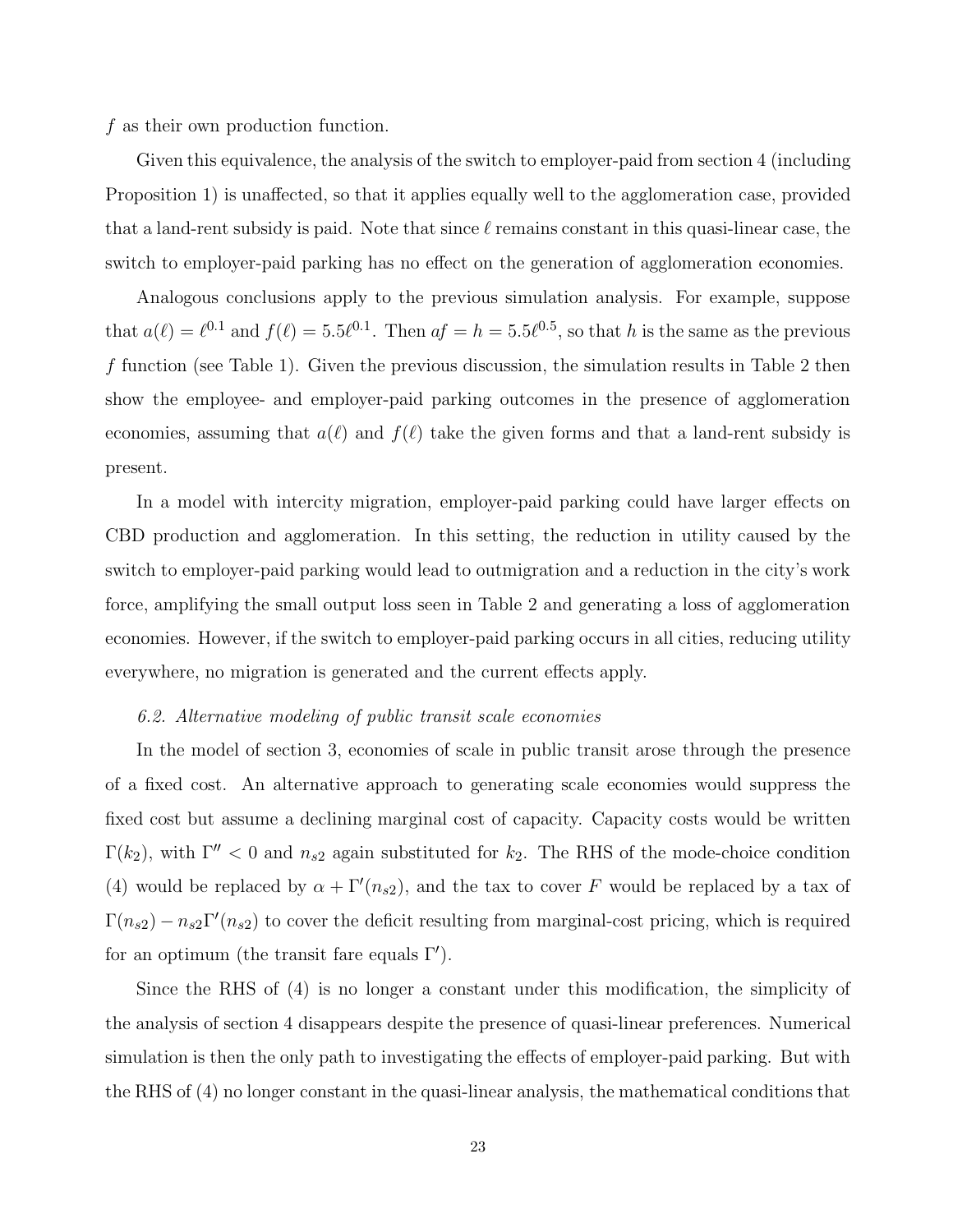$f$ as their own production function.

Given this equivalence, the analysis of the switch to employer-paid from section 4 (including Proposition 1) is unaffected, so that it applies equally well to the agglomeration case, provided that a land-rent subsidy is paid. Note that since $\ell$ remains constant in this quasi-linear case, the switch to employer-paid parking has no effect on the generation of agglomeration economies.

Analogous conclusions apply to the previous simulation analysis. For example, suppose that $a(\ell) = \ell^{0.1}$ and $f(\ell) = 5.5\ell^{0.1}$. Then $af = h = 5.5\ell^{0.5}$, so that $h$ is the same as the previous $f$ function (see Table 1). Given the previous discussion, the simulation results in Table 2 then show the employee- and employer-paid parking outcomes in the presence of agglomeration economies, assuming that $a(\ell)$ and $f(\ell)$ take the given forms and that a land-rent subsidy is present.

In a model with intercity migration, employer-paid parking could have larger effects on CBD production and agglomeration. In this setting, the reduction in utility caused by the switch to employer-paid parking would lead to outmigration and a reduction in the city's work force, amplifying the small output loss seen in Table 2 and generating a loss of agglomeration economies. However, if the switch to employer-paid parking occurs in all cities, reducing utility everywhere, no migration is generated and the current effects apply.

### *6.2. Alternative modeling of public transit scale economies*

In the model of section 3, economies of scale in public transit arose through the presence of a fixed cost. An alternative approach to generating scale economies would suppress the fixed cost but assume a declining marginal cost of capacity. Capacity costs would be written $\Gamma(k_2)$, with $\Gamma'' < 0$ and $n_{s2}$ again substituted for $k_2$. The RHS of the mode-choice condition (4) would be replaced by $\alpha + \Gamma'(n_{s2})$, and the tax to cover $F$ would be replaced by a tax of $\Gamma(n_{s2}) - n_{s2}\Gamma'(n_{s2})$ to cover the deficit resulting from marginal-cost pricing, which is required for an optimum (the transit fare equals $\Gamma'$).

Since the RHS of (4) is no longer a constant under this modification, the simplicity of the analysis of section 4 disappears despite the presence of quasi-linear preferences. Numerical simulation is then the only path to investigating the effects of employer-paid parking. But with the RHS of (4) no longer constant in the quasi-linear analysis, the mathematical conditions that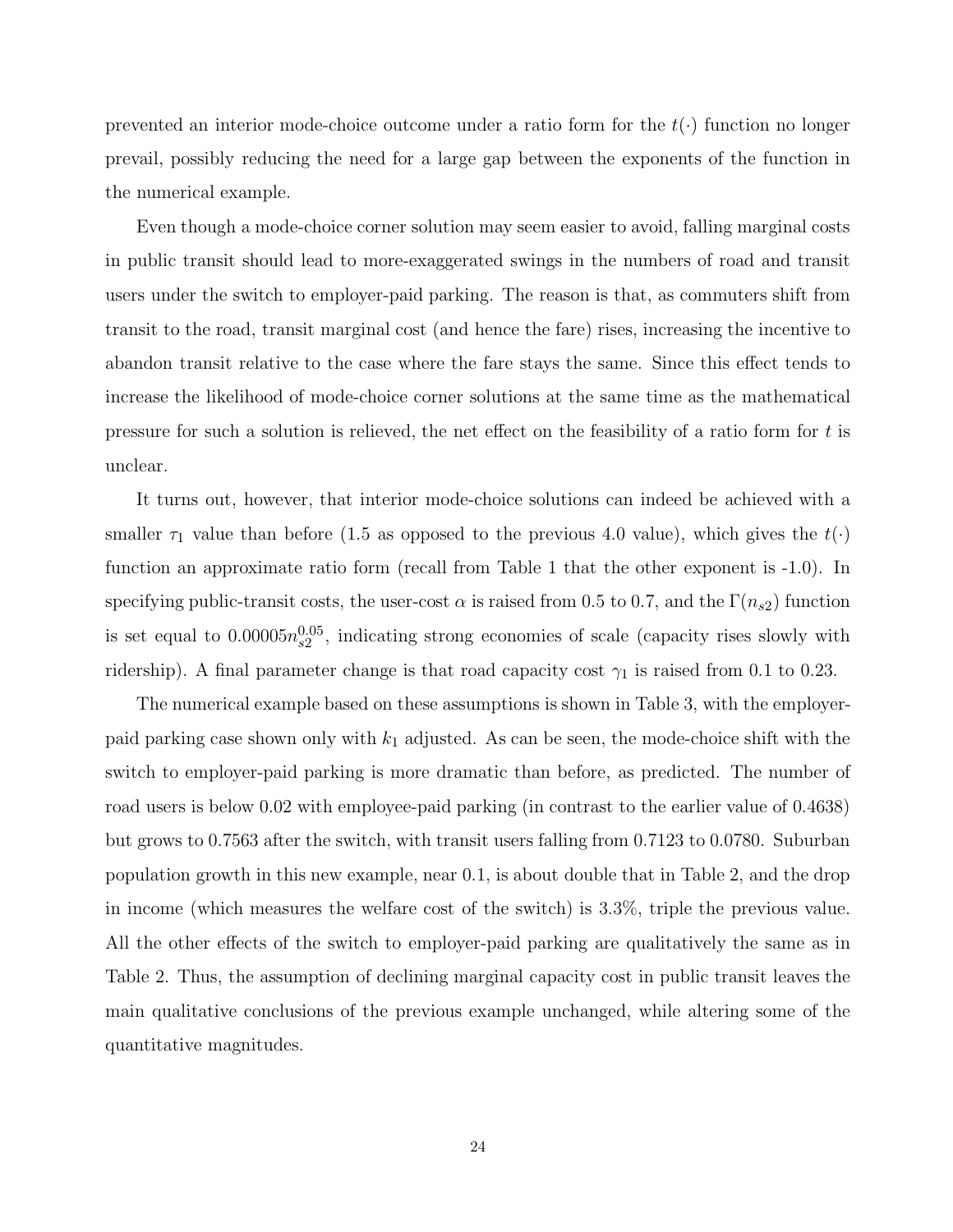prevented an interior mode-choice outcome under a ratio form for the $t(\cdot)$ function no longer prevail, possibly reducing the need for a large gap between the exponents of the function in the numerical example.

Even though a mode-choice corner solution may seem easier to avoid, falling marginal costs in public transit should lead to more-exaggerated swings in the numbers of road and transit users under the switch to employer-paid parking. The reason is that, as commuters shift from transit to the road, transit marginal cost (and hence the fare) rises, increasing the incentive to abandon transit relative to the case where the fare stays the same. Since this effect tends to increase the likelihood of mode-choice corner solutions at the same time as the mathematical pressure for such a solution is relieved, the net effect on the feasibility of a ratio form for $t$ is unclear.

It turns out, however, that interior mode-choice solutions can indeed be achieved with a smaller $\tau_1$ value than before (1.5 as opposed to the previous 4.0 value), which gives the $t(\cdot)$ function an approximate ratio form (recall from Table 1 that the other exponent is -1.0). In specifying public-transit costs, the user-cost $\alpha$ is raised from 0.5 to 0.7, and the $\Gamma(n_{s2})$ function is set equal to $0.00005n_{s2}^{0.05}$, indicating strong economies of scale (capacity rises slowly with ridership). A final parameter change is that road capacity cost $\gamma_1$ is raised from 0.1 to 0.23.

The numerical example based on these assumptions is shown in Table 3, with the employer-paid parking case shown only with $k_1$ adjusted. As can be seen, the mode-choice shift with the switch to employer-paid parking is more dramatic than before, as predicted. The number of road users is below 0.02 with employee-paid parking (in contrast to the earlier value of 0.4638) but grows to 0.7563 after the switch, with transit users falling from 0.7123 to 0.0780. Suburban population growth in this new example, near 0.1, is about double that in Table 2, and the drop in income (which measures the welfare cost of the switch) is 3.3%, triple the previous value. All the other effects of the switch to employer-paid parking are qualitatively the same as in Table 2. Thus, the assumption of declining marginal capacity cost in public transit leaves the main qualitative conclusions of the previous example unchanged, while altering some of the quantitative magnitudes.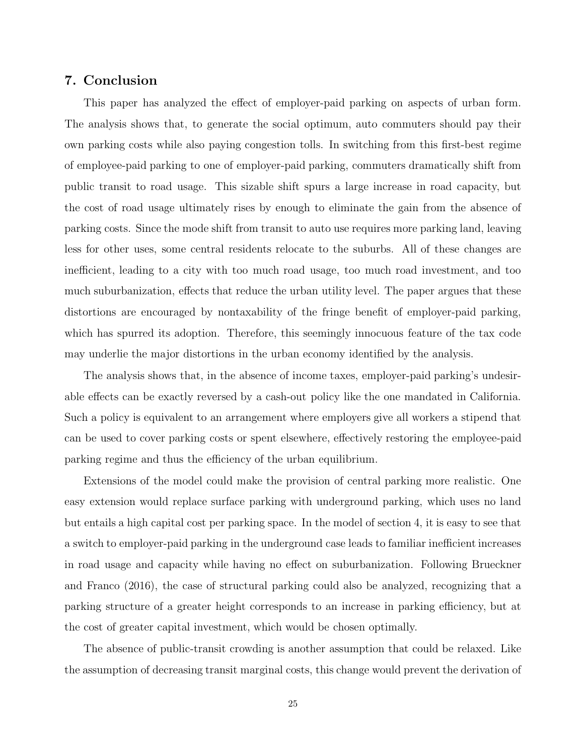## 7. Conclusion

This paper has analyzed the effect of employer-paid parking on aspects of urban form. The analysis shows that, to generate the social optimum, auto commuters should pay their own parking costs while also paying congestion tolls. In switching from this first-best regime of employee-paid parking to one of employer-paid parking, commuters dramatically shift from public transit to road usage. This sizable shift spurs a large increase in road capacity, but the cost of road usage ultimately rises by enough to eliminate the gain from the absence of parking costs. Since the mode shift from transit to auto use requires more parking land, leaving less for other uses, some central residents relocate to the suburbs. All of these changes are inefficient, leading to a city with too much road usage, too much road investment, and too much suburbanization, effects that reduce the urban utility level. The paper argues that these distortions are encouraged by nontaxability of the fringe benefit of employer-paid parking, which has spurred its adoption. Therefore, this seemingly innocuous feature of the tax code may underlie the major distortions in the urban economy identified by the analysis.

The analysis shows that, in the absence of income taxes, employer-paid parking's undesirable effects can be exactly reversed by a cash-out policy like the one mandated in California. Such a policy is equivalent to an arrangement where employers give all workers a stipend that can be used to cover parking costs or spent elsewhere, effectively restoring the employee-paid parking regime and thus the efficiency of the urban equilibrium.

Extensions of the model could make the provision of central parking more realistic. One easy extension would replace surface parking with underground parking, which uses no land but entails a high capital cost per parking space. In the model of section 4, it is easy to see that a switch to employer-paid parking in the underground case leads to familiar inefficient increases in road usage and capacity while having no effect on suburbanization. Following Brueckner and Franco (2016), the case of structural parking could also be analyzed, recognizing that a parking structure of a greater height corresponds to an increase in parking efficiency, but at the cost of greater capital investment, which would be chosen optimally.

The absence of public-transit crowding is another assumption that could be relaxed. Like the assumption of decreasing transit marginal costs, this change would prevent the derivation of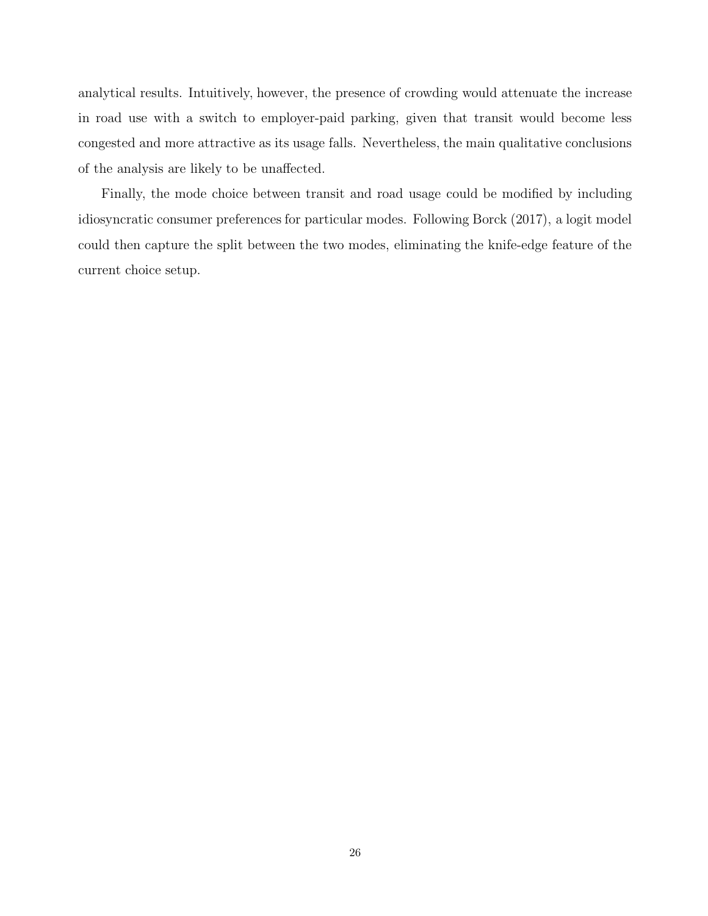analytical results. Intuitively, however, the presence of crowding would attenuate the increase in road use with a switch to employer-paid parking, given that transit would become less congested and more attractive as its usage falls. Nevertheless, the main qualitative conclusions of the analysis are likely to be unaffected.

Finally, the mode choice between transit and road usage could be modified by including idiosyncratic consumer preferences for particular modes. Following Borck (2017), a logit model could then capture the split between the two modes, eliminating the knife-edge feature of the current choice setup.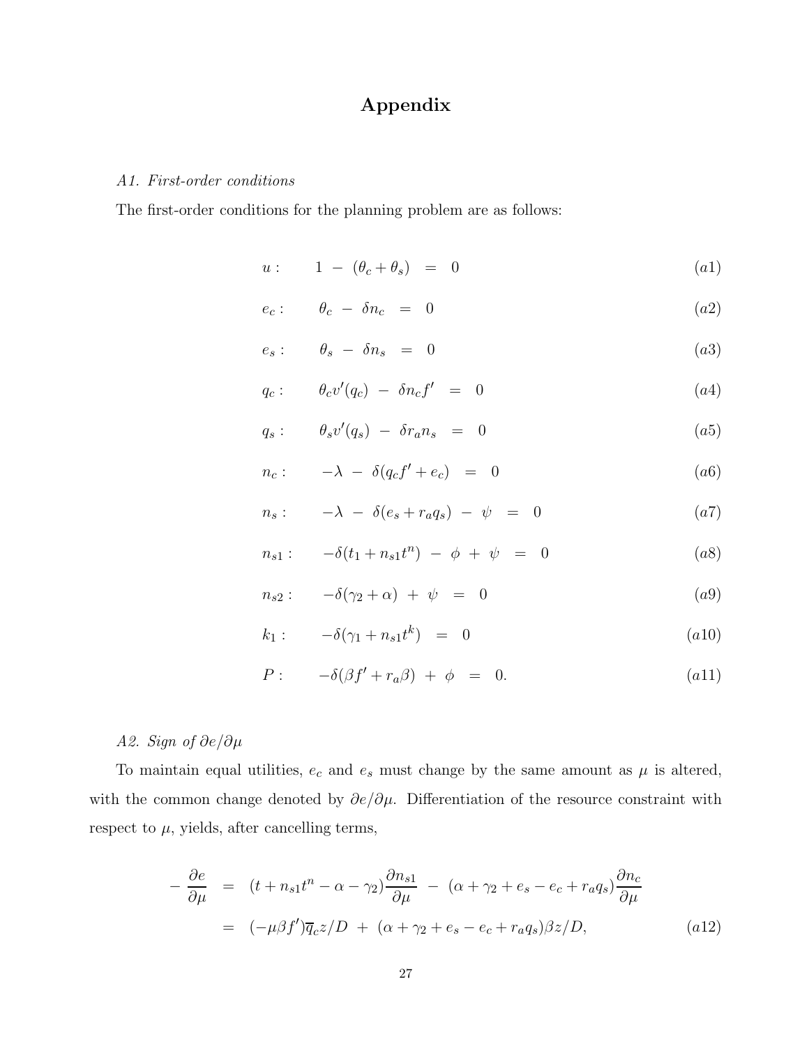# Appendix

*A1. First-order conditions*

The first-order conditions for the planning problem are as follows:

$$u: \qquad 1 \;-\; (\theta_c + \theta_s) \;\;=\;\; 0 \tag{a1}$$

$$e_c: \qquad \theta_c \;-\; \delta n_c \;\;=\;\; 0 \tag{a2}$$

$$e_s: \qquad \theta_s \;-\; \delta n_s \;\;=\;\; 0 \tag{a3}$$

$$q_c: \qquad \theta_c v'(q_c) \;-\; \delta n_c f' \;\;=\;\; 0 \tag{a4}$$

$$q_s: \qquad \theta_s v'(q_s) \;-\; \delta r_a n_s \;\;=\;\; 0 \tag{a5}$$

$$n_c: \qquad -\lambda \;-\; \delta(q_c f' + e_c) \;\;=\;\; 0 \tag{a6}$$

$$n_s: \qquad -\lambda \;-\; \delta(e_s + r_a q_s) \;-\; \psi \;\;=\;\; 0 \tag{a7}$$

$$n_{s1}: \qquad -\delta(t_1 + n_{s1}t^n) \;-\; \phi \;+\; \psi \;\;=\;\; 0 \tag{a8}$$

$$n_{s2}: \qquad -\delta(\gamma_2 + \alpha) \;+\; \psi \;\;=\;\; 0 \tag{a9}$$

$$k_1: \qquad -\delta(\gamma_1 + n_{s1}t^k) \;\;=\;\; 0 \tag{a10}$$

$$P: \qquad -\delta(\beta f' + r_a\beta) \;+\; \phi \;\;=\;\; 0. \tag{a11}$$

*A2. Sign of $\partial e/\partial \mu$*

To maintain equal utilities, $e_c$ and $e_s$ must change by the same amount as $\mu$ is altered, with the common change denoted by $\partial e/\partial \mu$. Differentiation of the resource constraint with respect to $\mu$, yields, after cancelling terms,

$$\begin{aligned}
-\frac{\partial e}{\partial \mu} \;&=\; (t + n_{s1}t^n - \alpha - \gamma_2)\frac{\partial n_{s1}}{\partial \mu} \;-\; (\alpha + \gamma_2 + e_s - e_c + r_a q_s)\frac{\partial n_c}{\partial \mu} \\
&=\; (-\mu\beta f')\overline{q}_c z/D \;+\; (\alpha + \gamma_2 + e_s - e_c + r_a q_s)\beta z/D,
\end{aligned} \tag{a12}$$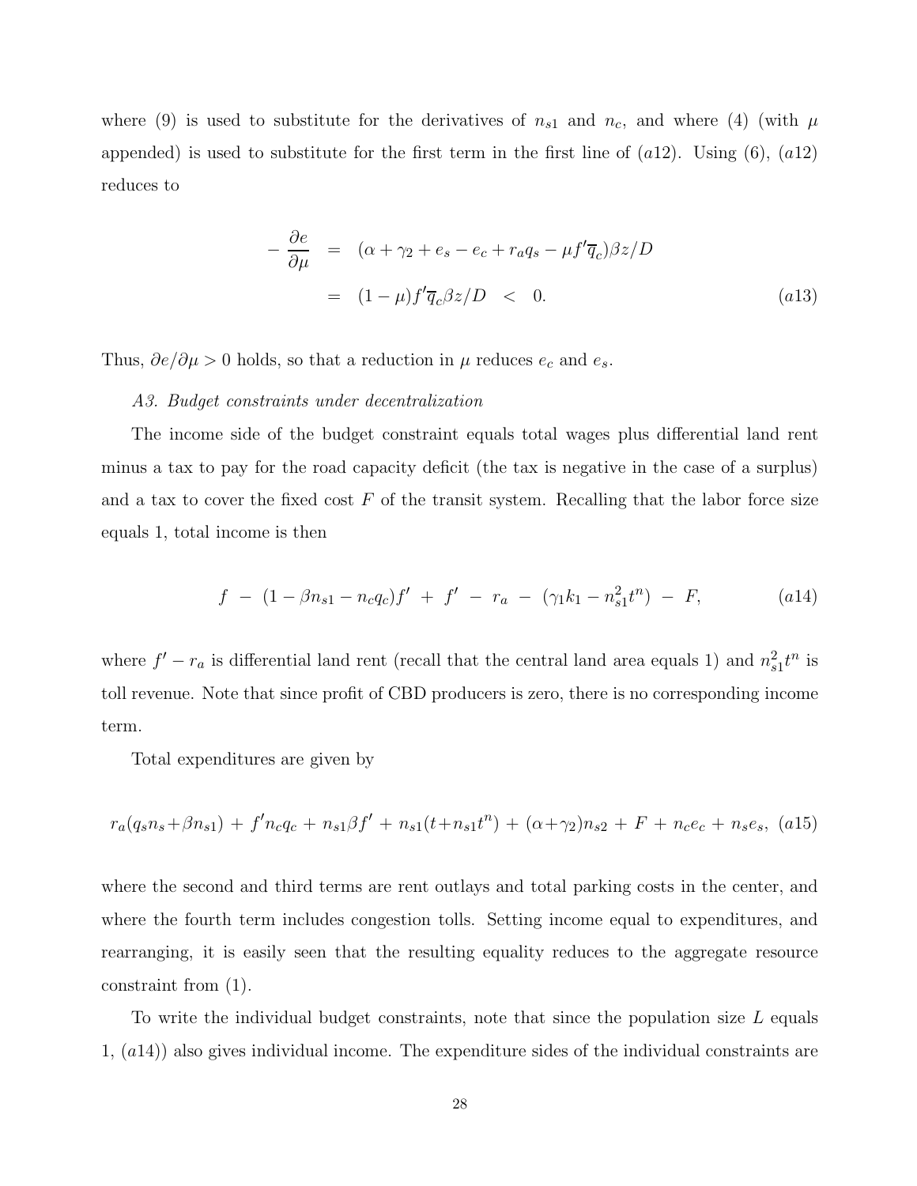where (9) is used to substitute for the derivatives of $n_{s1}$ and $n_c$, and where (4) (with $\mu$ appended) is used to substitute for the first term in the first line of ($a12$). Using (6), ($a12$) reduces to

$$
\begin{aligned}
-\frac{\partial e}{\partial \mu} &= (\alpha + \gamma_2 + e_s - e_c + r_a q_s - \mu f' \overline{q}_c)\beta z/D \\
&= (1-\mu) f' \overline{q}_c \beta z / D \quad < \quad 0. \qquad (a13)
\end{aligned}
$$

Thus, $\partial e/\partial \mu > 0$ holds, so that a reduction in $\mu$ reduces $e_c$ and $e_s$.

*A3. Budget constraints under decentralization*

The income side of the budget constraint equals total wages plus differential land rent minus a tax to pay for the road capacity deficit (the tax is negative in the case of a surplus) and a tax to cover the fixed cost $F$ of the transit system. Recalling that the labor force size equals 1, total income is then

$$
f \;-\; (1-\beta n_{s1} - n_c q_c) f' \;+\; f' \;-\; r_a \;-\; (\gamma_1 k_1 - n_{s1}^2 t^n) \;-\; F, \qquad (a14)
$$

where $f' - r_a$ is differential land rent (recall that the central land area equals 1) and $n_{s1}^2 t^n$ is toll revenue. Note that since profit of CBD producers is zero, there is no corresponding income term.

Total expenditures are given by

$$
r_a(q_s n_s + \beta n_{s1}) + f' n_c q_c + n_{s1}\beta f' + n_{s1}(t + n_{s1} t^n) + (\alpha + \gamma_2) n_{s2} + F + n_c e_c + n_s e_s, \; (a15)
$$

where the second and third terms are rent outlays and total parking costs in the center, and where the fourth term includes congestion tolls. Setting income equal to expenditures, and rearranging, it is easily seen that the resulting equality reduces to the aggregate resource constraint from (1).

To write the individual budget constraints, note that since the population size $L$ equals 1, ($a14$)) also gives individual income. The expenditure sides of the individual constraints are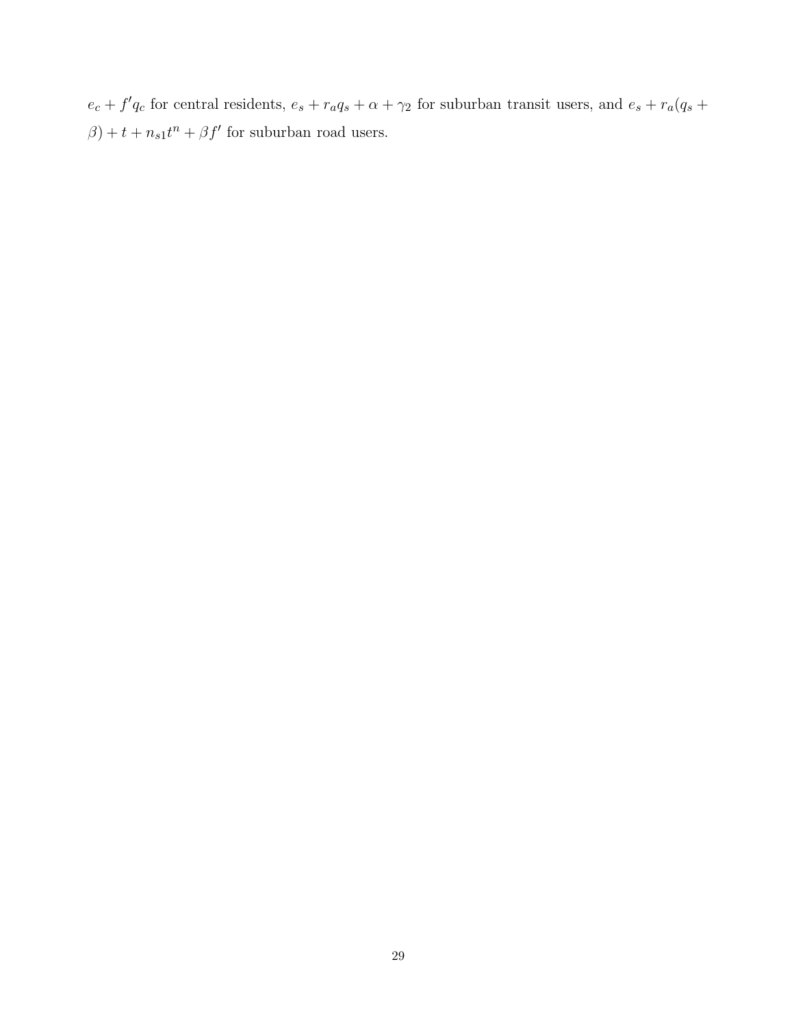$e_c + f'q_c$ for central residents, $e_s + r_a q_s + \alpha + \gamma_2$ for suburban transit users, and $e_s + r_a(q_s + \beta) + t + n_{s1}t^n + \beta f'$ for suburban road users.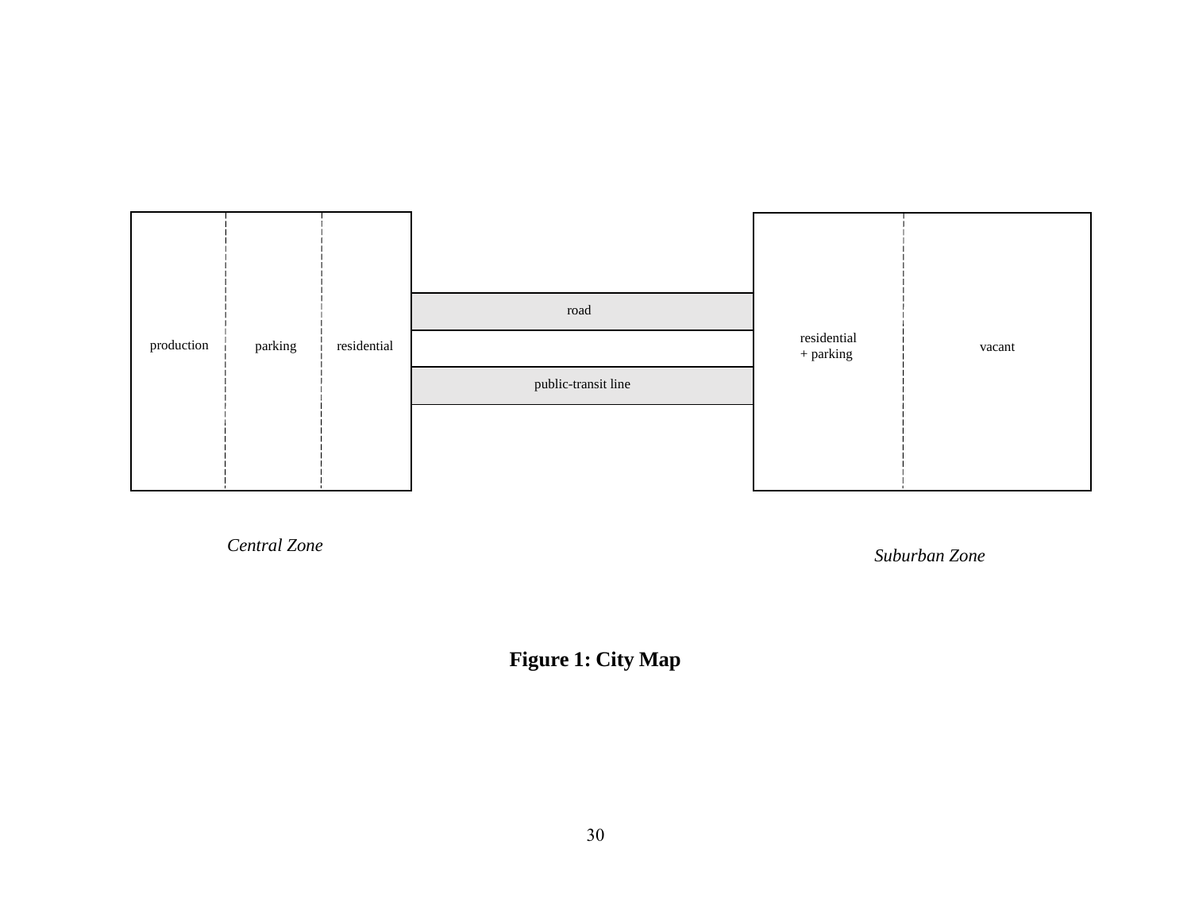| production | parking | residential |
| --- | --- | --- |

road

public-transit line

| residential + parking | vacant |
| --- | --- |

*Central Zone*

*Suburban Zone*

**Figure 1: City Map**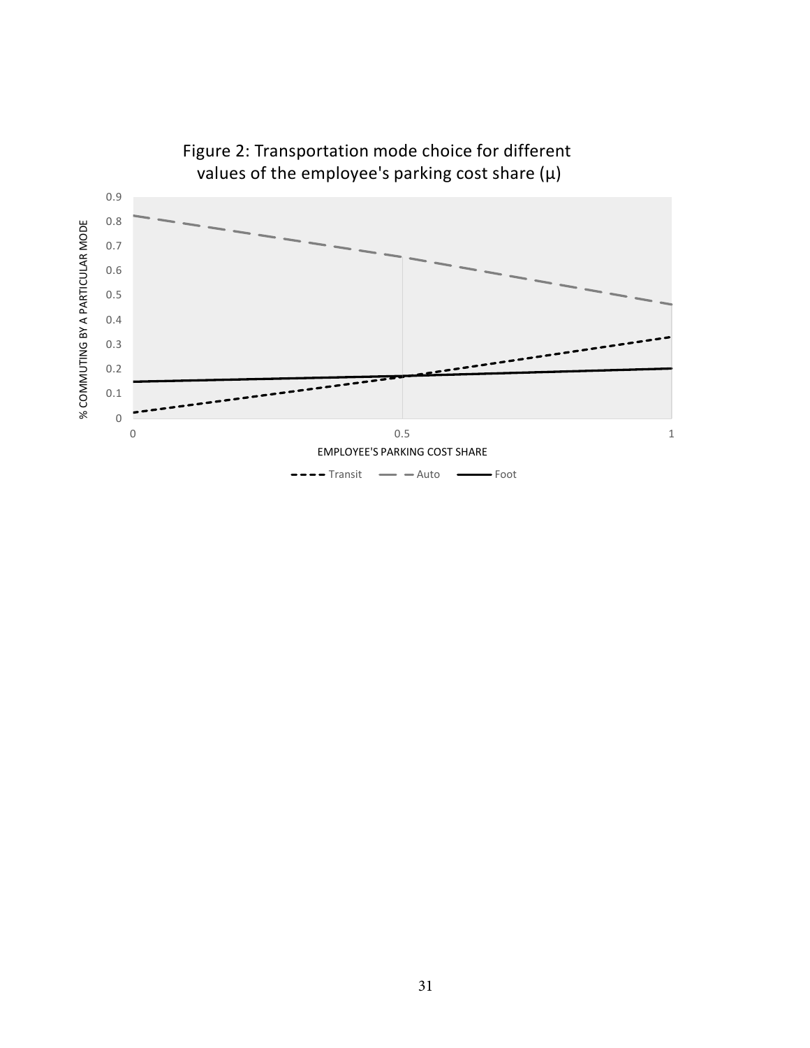Figure 2: Transportation mode choice for different values of the employee's parking cost share (μ)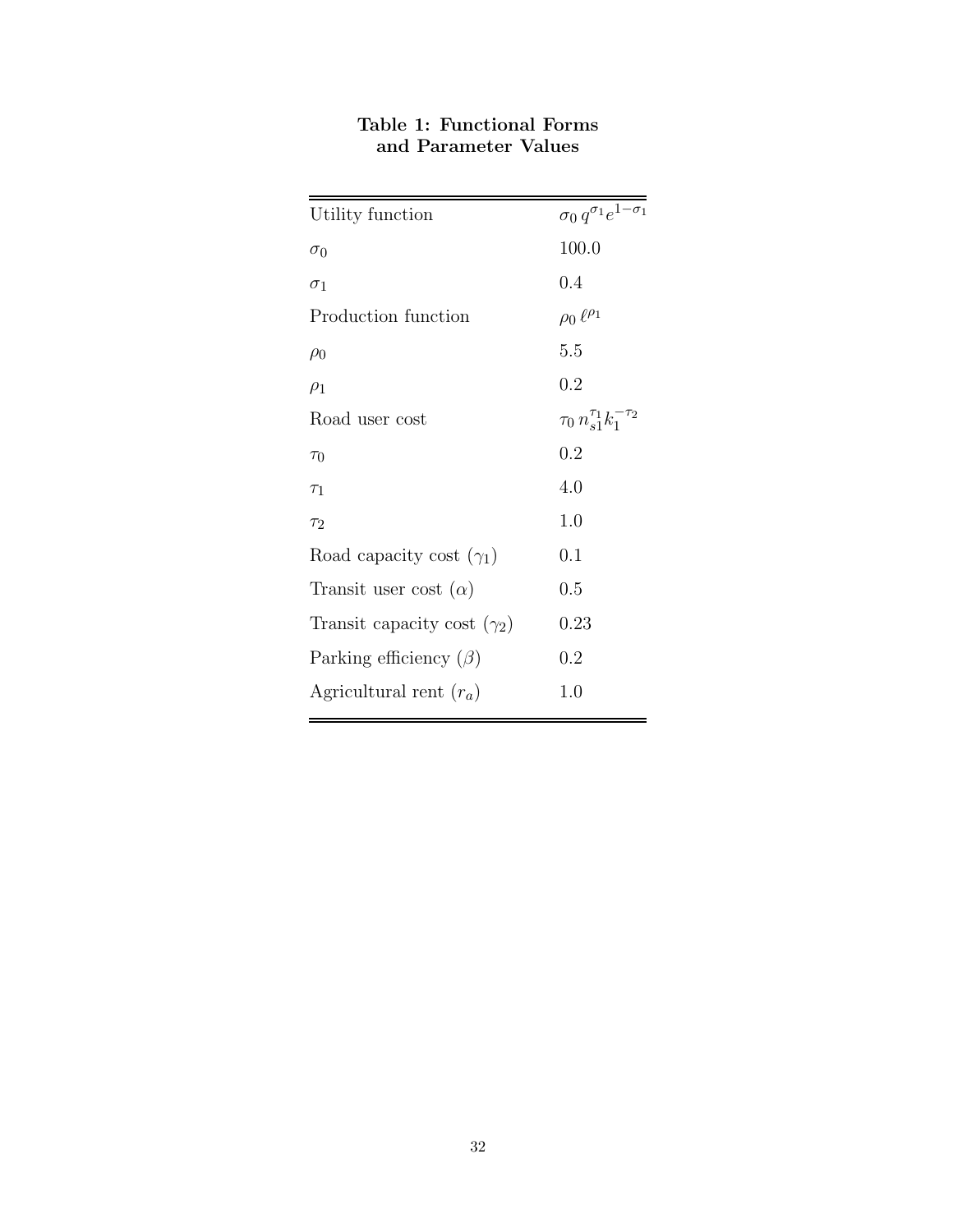**Table 1: Functional Forms and Parameter Values**

| | |
|---|---|
| Utility function | $\sigma_0 \, q^{\sigma_1} e^{1-\sigma_1}$ |
| $\sigma_0$ | 100.0 |
| $\sigma_1$ | 0.4 |
| Production function | $\rho_0 \, \ell^{\rho_1}$ |
| $\rho_0$ | 5.5 |
| $\rho_1$ | 0.2 |
| Road user cost | $\tau_0 \, n_{s1}^{\tau_1} k_1^{-\tau_2}$ |
| $\tau_0$ | 0.2 |
| $\tau_1$ | 4.0 |
| $\tau_2$ | 1.0 |
| Road capacity cost ($\gamma_1$) | 0.1 |
| Transit user cost ($\alpha$) | 0.5 |
| Transit capacity cost ($\gamma_2$) | 0.23 |
| Parking efficiency ($\beta$) | 0.2 |
| Agricultural rent ($r_a$) | 1.0 |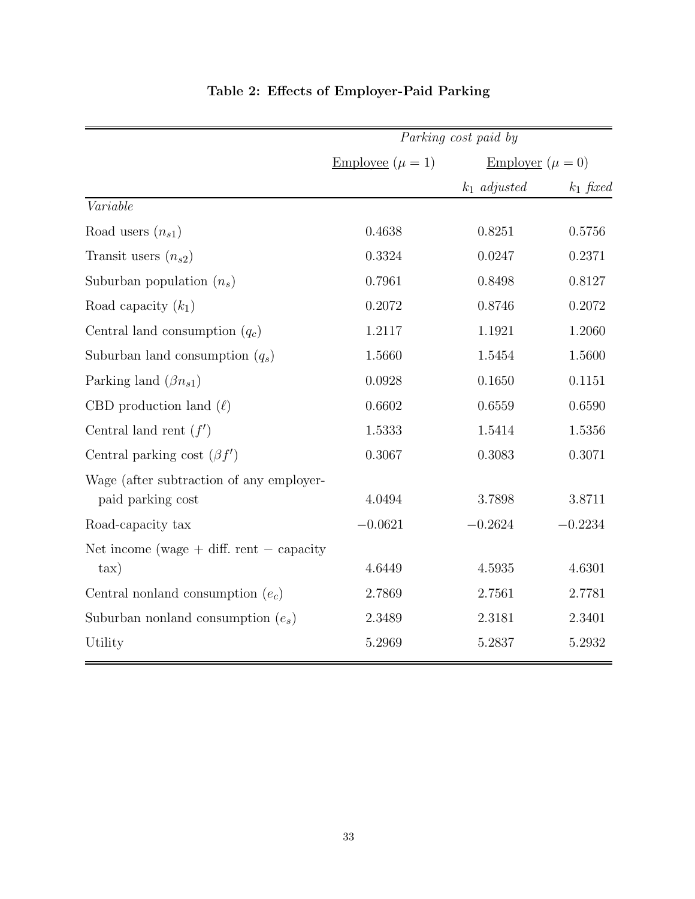**Table 2: Effects of Employer-Paid Parking**

| | *Parking cost paid by* | | |
|---|---|---|---|
| | Employee ($\mu = 1$) | Employer ($\mu = 0$) | |
| | | $k_1$ *adjusted* | $k_1$ *fixed* |
| *Variable* | | | |
| Road users ($n_{s1}$) | 0.4638 | 0.8251 | 0.5756 |
| Transit users ($n_{s2}$) | 0.3324 | 0.0247 | 0.2371 |
| Suburban population ($n_s$) | 0.7961 | 0.8498 | 0.8127 |
| Road capacity ($k_1$) | 0.2072 | 0.8746 | 0.2072 |
| Central land consumption ($q_c$) | 1.2117 | 1.1921 | 1.2060 |
| Suburban land consumption ($q_s$) | 1.5660 | 1.5454 | 1.5600 |
| Parking land ($\beta n_{s1}$) | 0.0928 | 0.1650 | 0.1151 |
| CBD production land ($\ell$) | 0.6602 | 0.6559 | 0.6590 |
| Central land rent ($f'$) | 1.5333 | 1.5414 | 1.5356 |
| Central parking cost ($\beta f'$) | 0.3067 | 0.3083 | 0.3071 |
| Wage (after subtraction of any employer-paid parking cost | 4.0494 | 3.7898 | 3.8711 |
| Road-capacity tax | $-0.0621$ | $-0.2624$ | $-0.2234$ |
| Net income (wage + diff. rent − capacity tax) | 4.6449 | 4.5935 | 4.6301 |
| Central nonland consumption ($e_c$) | 2.7869 | 2.7561 | 2.7781 |
| Suburban nonland consumption ($e_s$) | 2.3489 | 2.3181 | 2.3401 |
| Utility | 5.2969 | 5.2837 | 5.2932 |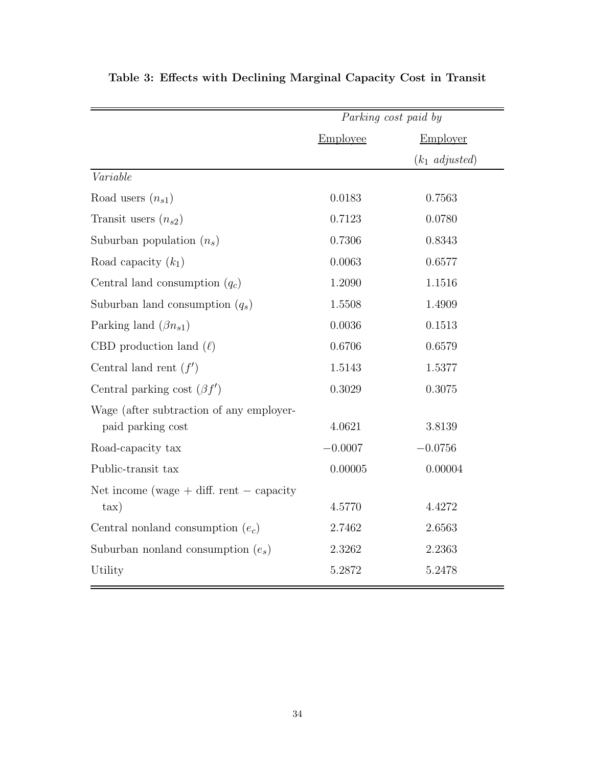**Table 3: Effects with Declining Marginal Capacity Cost in Transit**

| | *Parking cost paid by* | |
|---|---|---|
| | Employee | Employer ($k_1$ *adjusted*) |
| *Variable* | | |
| Road users ($n_{s1}$) | 0.0183 | 0.7563 |
| Transit users ($n_{s2}$) | 0.7123 | 0.0780 |
| Suburban population ($n_s$) | 0.7306 | 0.8343 |
| Road capacity ($k_1$) | 0.0063 | 0.6577 |
| Central land consumption ($q_c$) | 1.2090 | 1.1516 |
| Suburban land consumption ($q_s$) | 1.5508 | 1.4909 |
| Parking land ($\beta n_{s1}$) | 0.0036 | 0.1513 |
| CBD production land ($\ell$) | 0.6706 | 0.6579 |
| Central land rent ($f'$) | 1.5143 | 1.5377 |
| Central parking cost ($\beta f'$) | 0.3029 | 0.3075 |
| Wage (after subtraction of any employer-paid parking cost | 4.0621 | 3.8139 |
| Road-capacity tax | $-0.0007$ | $-0.0756$ |
| Public-transit tax | 0.00005 | 0.00004 |
| Net income (wage + diff. rent − capacity tax) | 4.5770 | 4.4272 |
| Central nonland consumption ($e_c$) | 2.7462 | 2.6563 |
| Suburban nonland consumption ($e_s$) | 2.3262 | 2.2363 |
| Utility | 5.2872 | 5.2478 |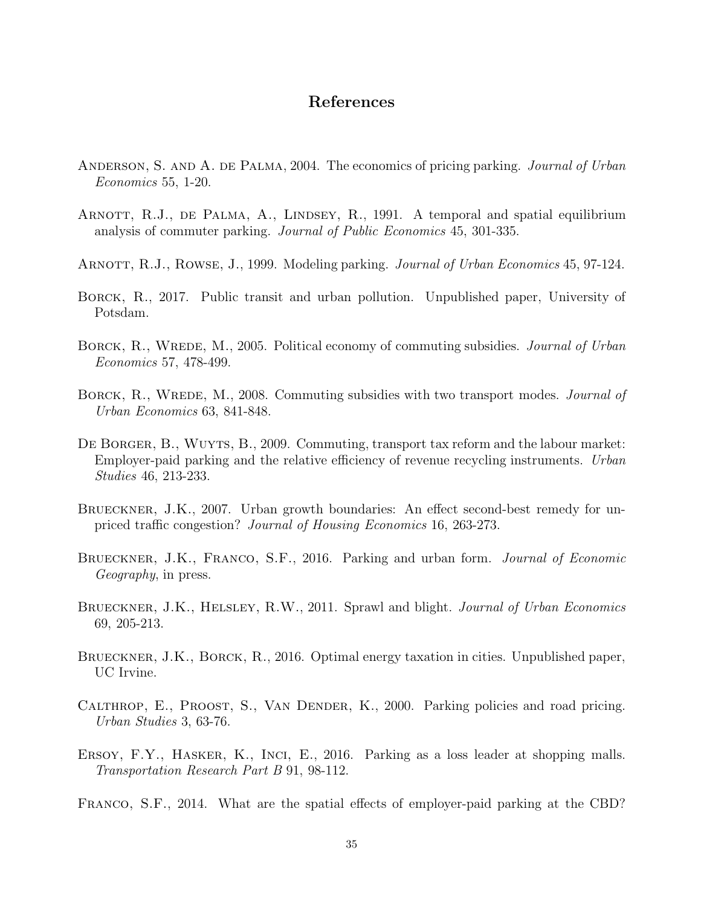## References

Anderson, S. and A. de Palma, 2004. The economics of pricing parking. *Journal of Urban Economics* 55, 1-20.

Arnott, R.J., de Palma, A., Lindsey, R., 1991. A temporal and spatial equilibrium analysis of commuter parking. *Journal of Public Economics* 45, 301-335.

Arnott, R.J., Rowse, J., 1999. Modeling parking. *Journal of Urban Economics* 45, 97-124.

Borck, R., 2017. Public transit and urban pollution. Unpublished paper, University of Potsdam.

Borck, R., Wrede, M., 2005. Political economy of commuting subsidies. *Journal of Urban Economics* 57, 478-499.

Borck, R., Wrede, M., 2008. Commuting subsidies with two transport modes. *Journal of Urban Economics* 63, 841-848.

De Borger, B., Wuyts, B., 2009. Commuting, transport tax reform and the labour market: Employer-paid parking and the relative efficiency of revenue recycling instruments. *Urban Studies* 46, 213-233.

Brueckner, J.K., 2007. Urban growth boundaries: An effect second-best remedy for unpriced traffic congestion? *Journal of Housing Economics* 16, 263-273.

Brueckner, J.K., Franco, S.F., 2016. Parking and urban form. *Journal of Economic Geography*, in press.

Brueckner, J.K., Helsley, R.W., 2011. Sprawl and blight. *Journal of Urban Economics* 69, 205-213.

Brueckner, J.K., Borck, R., 2016. Optimal energy taxation in cities. Unpublished paper, UC Irvine.

Calthrop, E., Proost, S., Van Dender, K., 2000. Parking policies and road pricing. *Urban Studies* 3, 63-76.

Ersoy, F.Y., Hasker, K., Inci, E., 2016. Parking as a loss leader at shopping malls. *Transportation Research Part B* 91, 98-112.

Franco, S.F., 2014. What are the spatial effects of employer-paid parking at the CBD?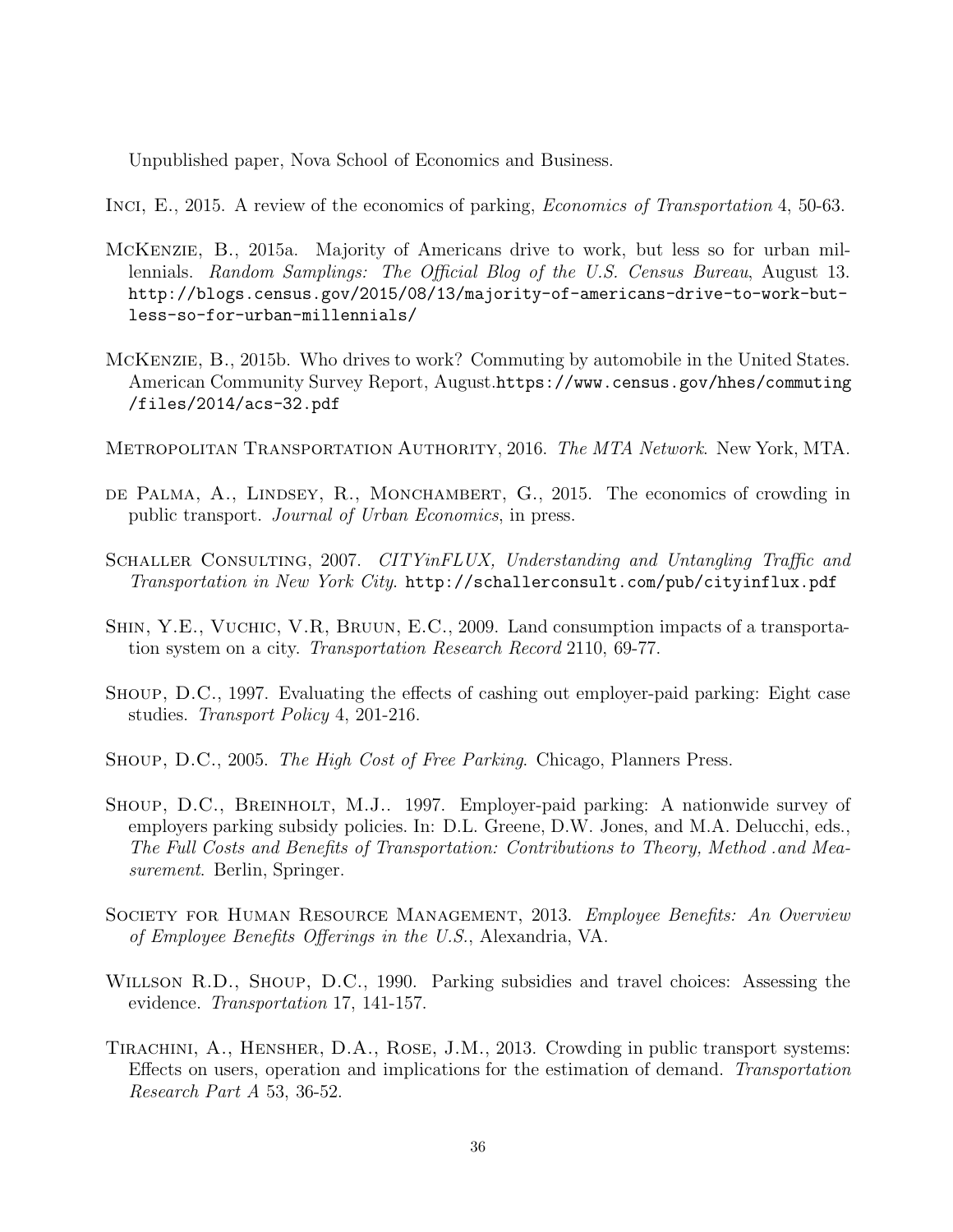Unpublished paper, Nova School of Economics and Business.

Inci, E., 2015. A review of the economics of parking, *Economics of Transportation* 4, 50-63.

McKenzie, B., 2015a. Majority of Americans drive to work, but less so for urban millennials. *Random Samplings: The Official Blog of the U.S. Census Bureau*, August 13. `http://blogs.census.gov/2015/08/13/majority-of-americans-drive-to-work-but-less-so-for-urban-millennials/`

McKenzie, B., 2015b. Who drives to work? Commuting by automobile in the United States. American Community Survey Report, August.`https://www.census.gov/hhes/commuting/files/2014/acs-32.pdf`

Metropolitan Transportation Authority, 2016. *The MTA Network*. New York, MTA.

de Palma, A., Lindsey, R., Monchambert, G., 2015. The economics of crowding in public transport. *Journal of Urban Economics*, in press.

Schaller Consulting, 2007. *CITYinFLUX, Understanding and Untangling Traffic and Transportation in New York City*. `http://schallerconsult.com/pub/cityinflux.pdf`

Shin, Y.E., Vuchic, V.R, Bruun, E.C., 2009. Land consumption impacts of a transportation system on a city. *Transportation Research Record* 2110, 69-77.

Shoup, D.C., 1997. Evaluating the effects of cashing out employer-paid parking: Eight case studies. *Transport Policy* 4, 201-216.

Shoup, D.C., 2005. *The High Cost of Free Parking*. Chicago, Planners Press.

Shoup, D.C., Breinholt, M.J.. 1997. Employer-paid parking: A nationwide survey of employers parking subsidy policies. In: D.L. Greene, D.W. Jones, and M.A. Delucchi, eds., *The Full Costs and Benefits of Transportation: Contributions to Theory, Method .and Measurement*. Berlin, Springer.

Society for Human Resource Management, 2013. *Employee Benefits: An Overview of Employee Benefits Offerings in the U.S.*, Alexandria, VA.

Willson R.D., Shoup, D.C., 1990. Parking subsidies and travel choices: Assessing the evidence. *Transportation* 17, 141-157.

Tirachini, A., Hensher, D.A., Rose, J.M., 2013. Crowding in public transport systems: Effects on users, operation and implications for the estimation of demand. *Transportation Research Part A* 53, 36-52.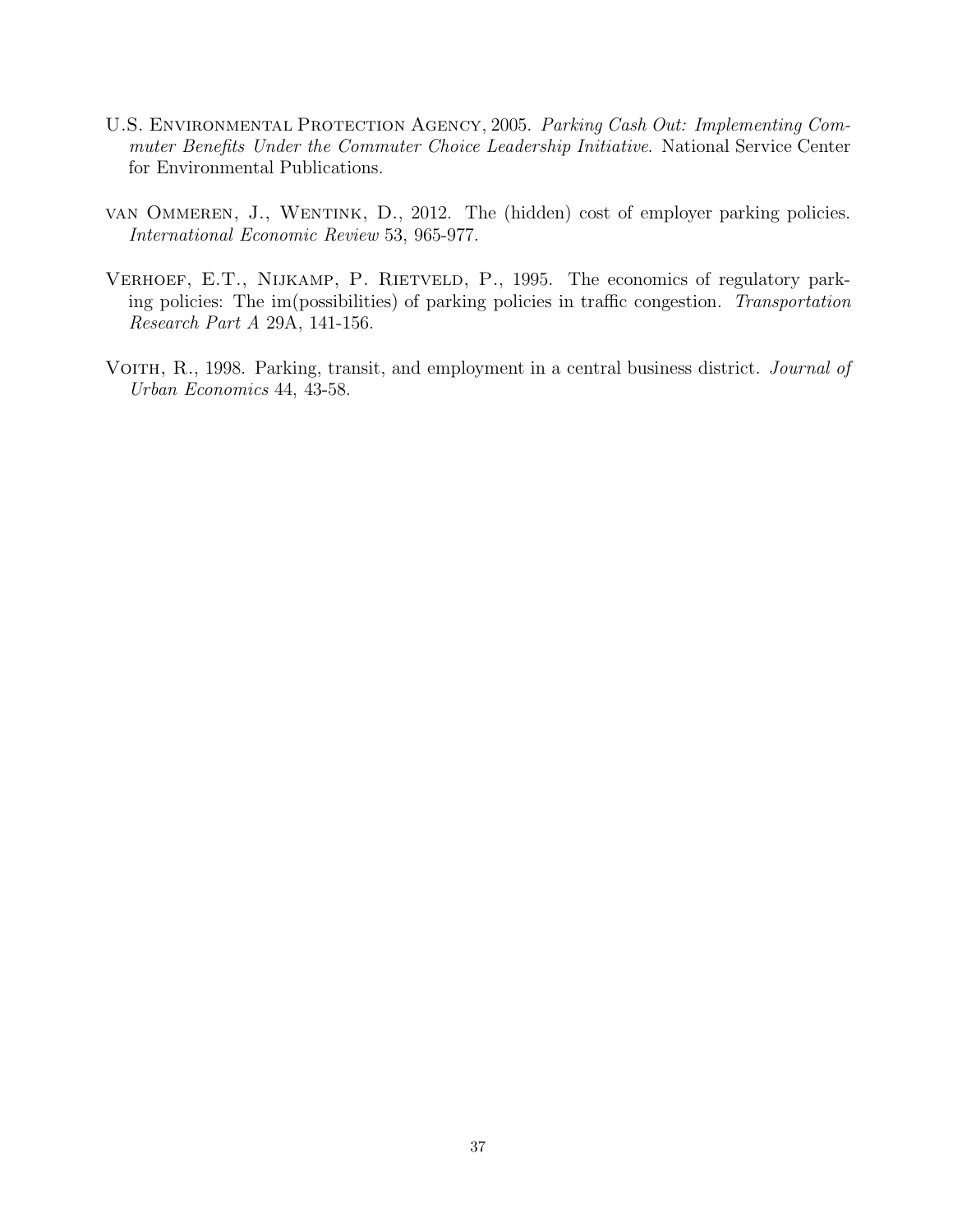U.S. Environmental Protection Agency, 2005. *Parking Cash Out: Implementing Commuter Benefits Under the Commuter Choice Leadership Initiative*. National Service Center for Environmental Publications.

van Ommeren, J., Wentink, D., 2012. The (hidden) cost of employer parking policies. *International Economic Review* 53, 965-977.

Verhoef, E.T., Nijkamp, P. Rietveld, P., 1995. The economics of regulatory parking policies: The im(possibilities) of parking policies in traffic congestion. *Transportation Research Part A* 29A, 141-156.

Voith, R., 1998. Parking, transit, and employment in a central business district. *Journal of Urban Economics* 44, 43-58.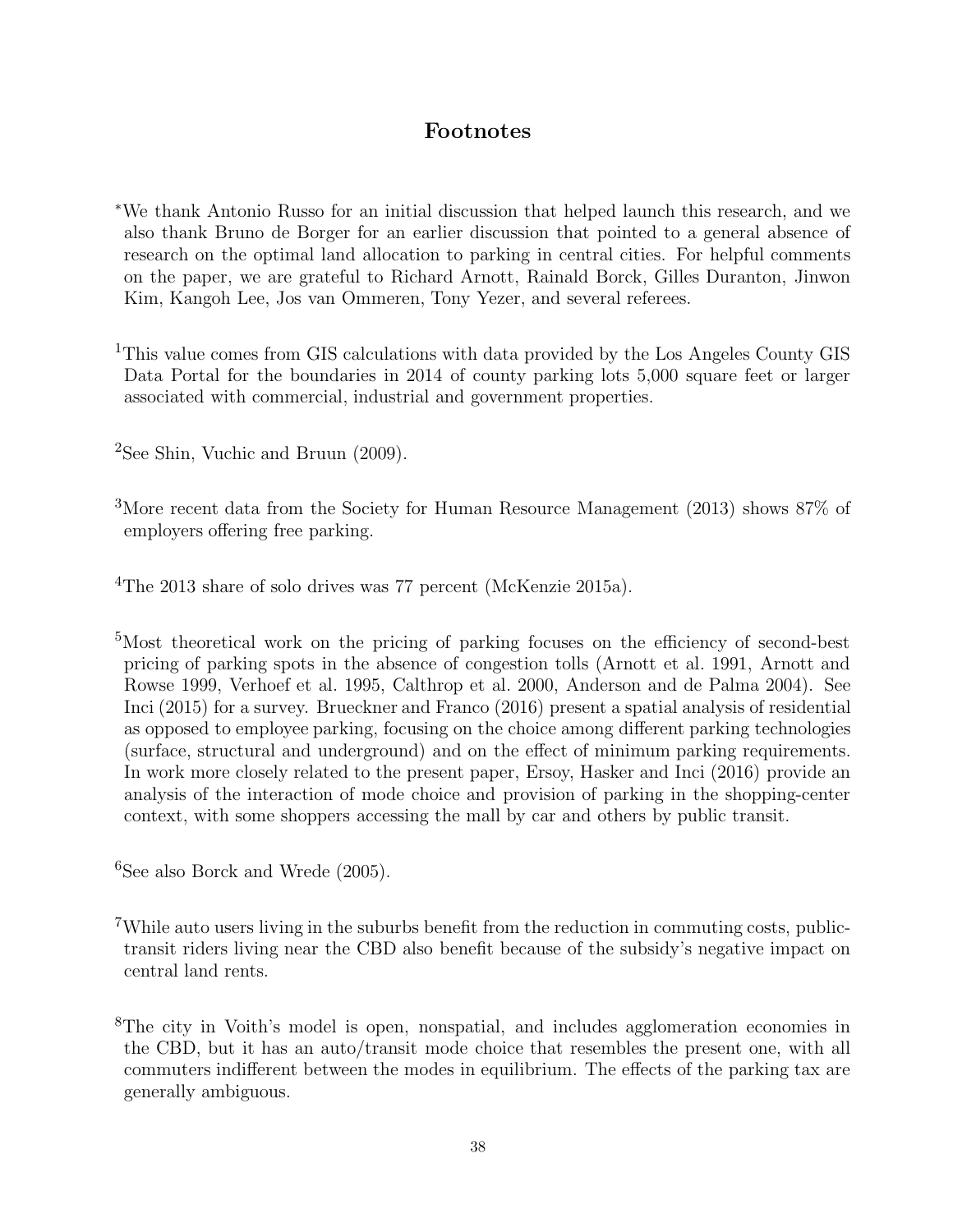# Footnotes

[*]We thank Antonio Russo for an initial discussion that helped launch this research, and we also thank Bruno de Borger for an earlier discussion that pointed to a general absence of research on the optimal land allocation to parking in central cities. For helpful comments on the paper, we are grateful to Richard Arnott, Rainald Borck, Gilles Duranton, Jinwon Kim, Kangoh Lee, Jos van Ommeren, Tony Yezer, and several referees.

[1]This value comes from GIS calculations with data provided by the Los Angeles County GIS Data Portal for the boundaries in 2014 of county parking lots 5,000 square feet or larger associated with commercial, industrial and government properties.

[2]See Shin, Vuchic and Bruun (2009).

[3]More recent data from the Society for Human Resource Management (2013) shows 87% of employers offering free parking.

[4]The 2013 share of solo drives was 77 percent (McKenzie 2015a).

[5]Most theoretical work on the pricing of parking focuses on the efficiency of second-best pricing of parking spots in the absence of congestion tolls (Arnott et al. 1991, Arnott and Rowse 1999, Verhoef et al. 1995, Calthrop et al. 2000, Anderson and de Palma 2004). See Inci (2015) for a survey. Brueckner and Franco (2016) present a spatial analysis of residential as opposed to employee parking, focusing on the choice among different parking technologies (surface, structural and underground) and on the effect of minimum parking requirements. In work more closely related to the present paper, Ersoy, Hasker and Inci (2016) provide an analysis of the interaction of mode choice and provision of parking in the shopping-center context, with some shoppers accessing the mall by car and others by public transit.

[6]See also Borck and Wrede (2005).

[7]While auto users living in the suburbs benefit from the reduction in commuting costs, public-transit riders living near the CBD also benefit because of the subsidy's negative impact on central land rents.

[8]The city in Voith's model is open, nonspatial, and includes agglomeration economies in the CBD, but it has an auto/transit mode choice that resembles the present one, with all commuters indifferent between the modes in equilibrium. The effects of the parking tax are generally ambiguous.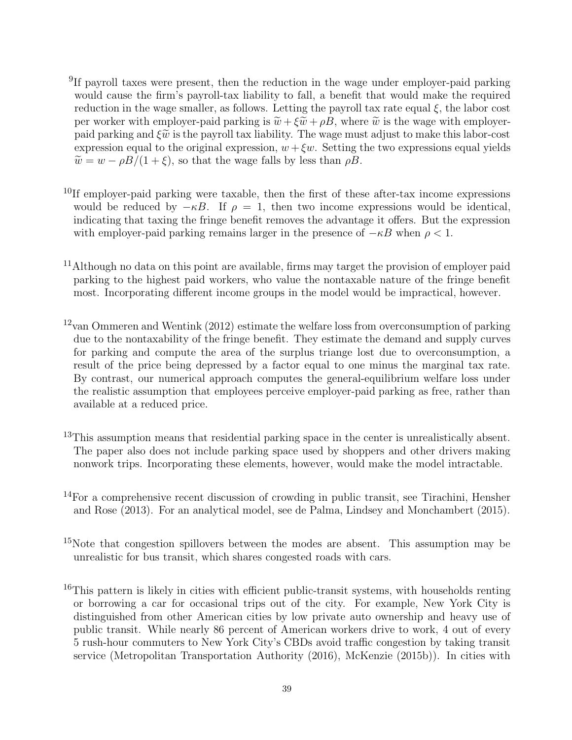[9]If payroll taxes were present, then the reduction in the wage under employer-paid parking would cause the firm's payroll-tax liability to fall, a benefit that would make the required reduction in the wage smaller, as follows. Letting the payroll tax rate equal $\xi$, the labor cost per worker with employer-paid parking is $\widetilde{w} + \xi\widetilde{w} + \rho B$, where $\widetilde{w}$ is the wage with employer-paid parking and $\xi\widetilde{w}$ is the payroll tax liability. The wage must adjust to make this labor-cost expression equal to the original expression, $w + \xi w$. Setting the two expressions equal yields $\widetilde{w} = w - \rho B/(1+\xi)$, so that the wage falls by less than $\rho B$.

[10]If employer-paid parking were taxable, then the first of these after-tax income expressions would be reduced by $-\kappa B$. If $\rho = 1$, then two income expressions would be identical, indicating that taxing the fringe benefit removes the advantage it offers. But the expression with employer-paid parking remains larger in the presence of $-\kappa B$ when $\rho < 1$.

[11]Although no data on this point are available, firms may target the provision of employer paid parking to the highest paid workers, who value the nontaxable nature of the fringe benefit most. Incorporating different income groups in the model would be impractical, however.

[12]van Ommeren and Wentink (2012) estimate the welfare loss from overconsumption of parking due to the nontaxability of the fringe benefit. They estimate the demand and supply curves for parking and compute the area of the surplus triange lost due to overconsumption, a result of the price being depressed by a factor equal to one minus the marginal tax rate. By contrast, our numerical approach computes the general-equilibrium welfare loss under the realistic assumption that employees perceive employer-paid parking as free, rather than available at a reduced price.

[13]This assumption means that residential parking space in the center is unrealistically absent. The paper also does not include parking space used by shoppers and other drivers making nonwork trips. Incorporating these elements, however, would make the model intractable.

[14]For a comprehensive recent discussion of crowding in public transit, see Tirachini, Hensher and Rose (2013). For an analytical model, see de Palma, Lindsey and Monchambert (2015).

[15]Note that congestion spillovers between the modes are absent. This assumption may be unrealistic for bus transit, which shares congested roads with cars.

[16]This pattern is likely in cities with efficient public-transit systems, with households renting or borrowing a car for occasional trips out of the city. For example, New York City is distinguished from other American cities by low private auto ownership and heavy use of public transit. While nearly 86 percent of American workers drive to work, 4 out of every 5 rush-hour commuters to New York City's CBDs avoid traffic congestion by taking transit service (Metropolitan Transportation Authority (2016), McKenzie (2015b)). In cities with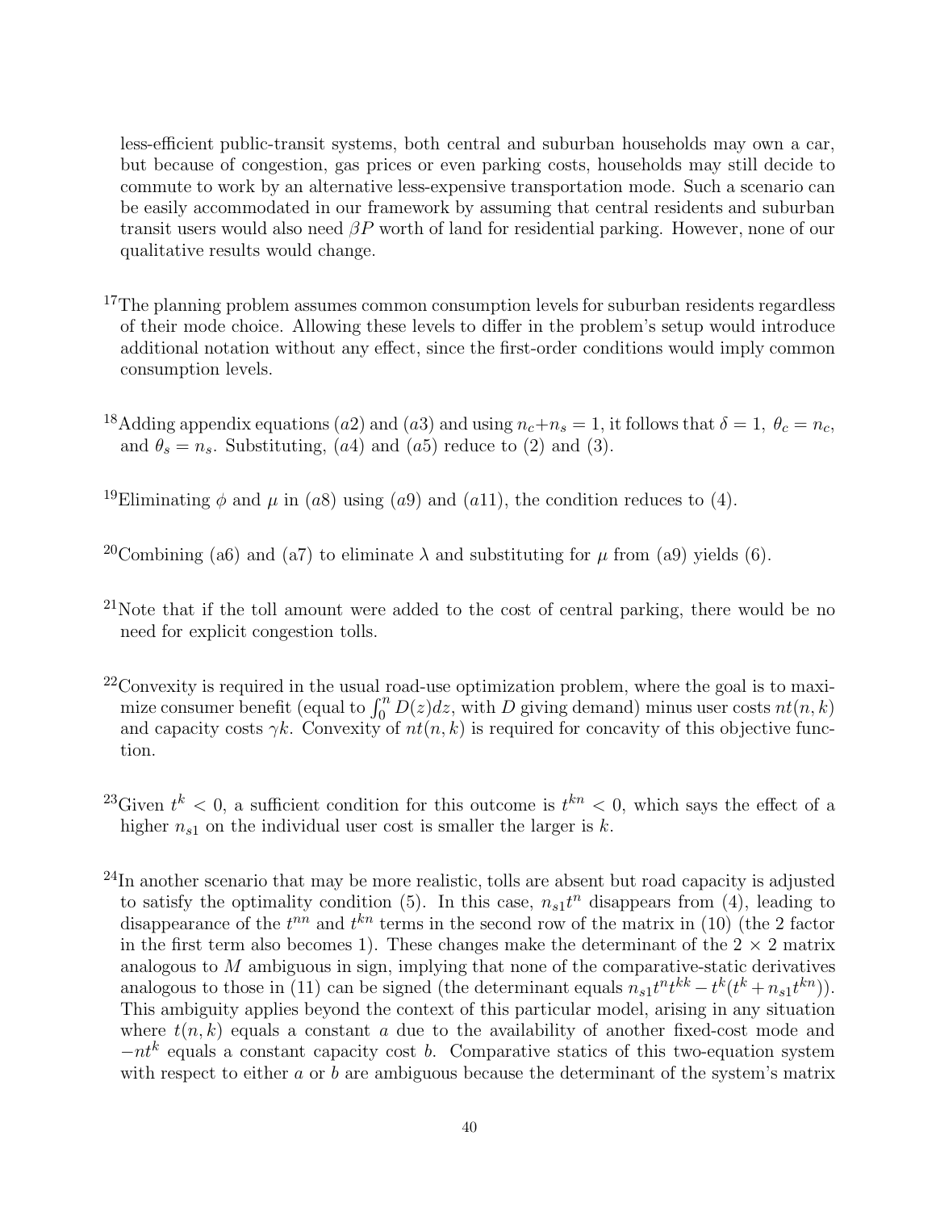less-efficient public-transit systems, both central and suburban households may own a car, but because of congestion, gas prices or even parking costs, households may still decide to commute to work by an alternative less-expensive transportation mode. Such a scenario can be easily accommodated in our framework by assuming that central residents and suburban transit users would also need $\beta P$ worth of land for residential parking. However, none of our qualitative results would change.

[17]The planning problem assumes common consumption levels for suburban residents regardless of their mode choice. Allowing these levels to differ in the problem's setup would introduce additional notation without any effect, since the first-order conditions would imply common consumption levels.

[18]Adding appendix equations $(a2)$ and $(a3)$ and using $n_c+n_s = 1$, it follows that $\delta = 1$, $\theta_c = n_c$, and $\theta_s = n_s$. Substituting, $(a4)$ and $(a5)$ reduce to (2) and (3).

[19]Eliminating $\phi$ and $\mu$ in $(a8)$ using $(a9)$ and $(a11)$, the condition reduces to (4).

[20]Combining (a6) and (a7) to eliminate $\lambda$ and substituting for $\mu$ from (a9) yields (6).

[21]Note that if the toll amount were added to the cost of central parking, there would be no need for explicit congestion tolls.

[22]Convexity is required in the usual road-use optimization problem, where the goal is to maximize consumer benefit (equal to $\int_0^n D(z)dz$, with $D$ giving demand) minus user costs $nt(n, k)$ and capacity costs $\gamma k$. Convexity of $nt(n, k)$ is required for concavity of this objective function.

[23]Given $t^k < 0$, a sufficient condition for this outcome is $t^{kn} < 0$, which says the effect of a higher $n_{s1}$ on the individual user cost is smaller the larger is $k$.

[24]In another scenario that may be more realistic, tolls are absent but road capacity is adjusted to satisfy the optimality condition (5). In this case, $n_{s1}t^n$ disappears from (4), leading to disappearance of the $t^{nn}$ and $t^{kn}$ terms in the second row of the matrix in (10) (the 2 factor in the first term also becomes 1). These changes make the determinant of the 2 × 2 matrix analogous to $M$ ambiguous in sign, implying that none of the comparative-static derivatives analogous to those in (11) can be signed (the determinant equals $n_{s1}t^n t^{kk} - t^k(t^k + n_{s1}t^{kn})$). This ambiguity applies beyond the context of this particular model, arising in any situation where $t(n, k)$ equals a constant $a$ due to the availability of another fixed-cost mode and $-nt^k$ equals a constant capacity cost $b$. Comparative statics of this two-equation system with respect to either $a$ or $b$ are ambiguous because the determinant of the system's matrix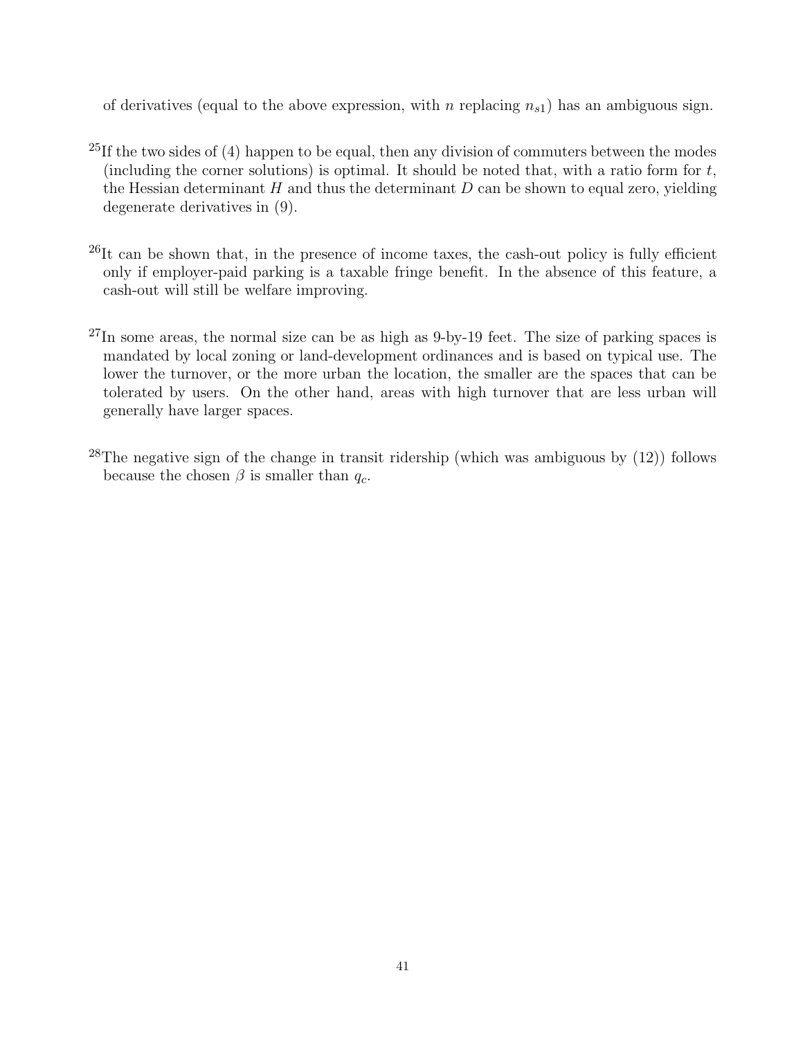of derivatives (equal to the above expression, with $n$ replacing $n_{s1}$) has an ambiguous sign.

[25]If the two sides of (4) happen to be equal, then any division of commuters between the modes (including the corner solutions) is optimal. It should be noted that, with a ratio form for $t$, the Hessian determinant $H$ and thus the determinant $D$ can be shown to equal zero, yielding degenerate derivatives in (9).

[26]It can be shown that, in the presence of income taxes, the cash-out policy is fully efficient only if employer-paid parking is a taxable fringe benefit. In the absence of this feature, a cash-out will still be welfare improving.

[27]In some areas, the normal size can be as high as 9-by-19 feet. The size of parking spaces is mandated by local zoning or land-development ordinances and is based on typical use. The lower the turnover, or the more urban the location, the smaller are the spaces that can be tolerated by users. On the other hand, areas with high turnover that are less urban will generally have larger spaces.

[28]The negative sign of the change in transit ridership (which was ambiguous by (12)) follows because the chosen $\beta$ is smaller than $q_c$.